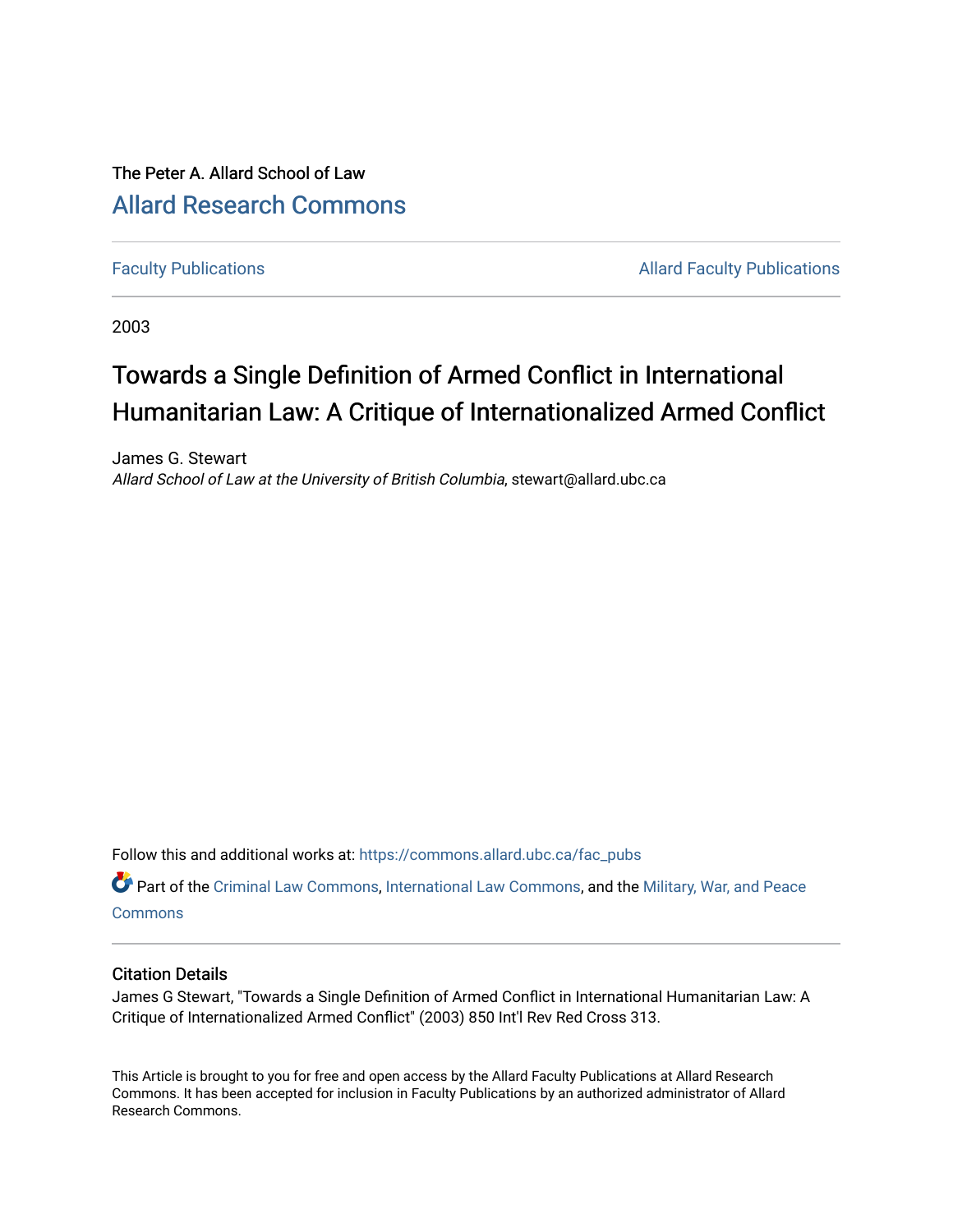The Peter A. Allard School of Law

Allard Research Commons

Faculty Publications | Allard Faculty Publications

2003

# Towards a Single Definition of Armed Conflict in International Humanitarian Law: A Critique of Internationalized Armed Conflict

James G. Stewart

*Allard School of Law at the University of British Columbia*, stewart@allard.ubc.ca

Follow this and additional works at: https://commons.allard.ubc.ca/fac_pubs

Part of the Criminal Law Commons, International Law Commons, and the Military, War, and Peace Commons

## Citation Details

James G Stewart, "Towards a Single Definition of Armed Conflict in International Humanitarian Law: A Critique of Internationalized Armed Conflict" (2003) 850 Int'l Rev Red Cross 313.

This Article is brought to you for free and open access by the Allard Faculty Publications at Allard Research Commons. It has been accepted for inclusion in Faculty Publications by an authorized administrator of Allard Research Commons.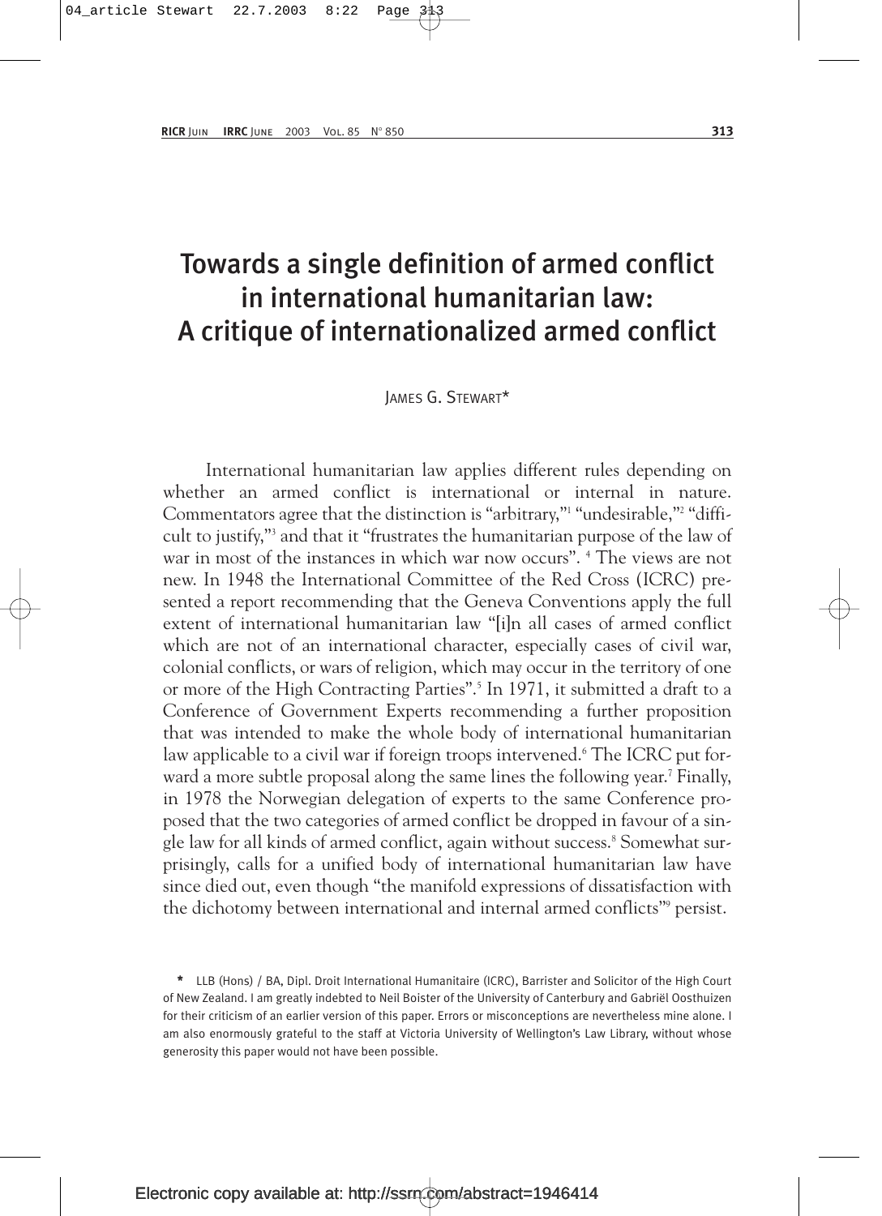# Towards a single definition of armed conflict in international humanitarian law: A critique of internationalized armed conflict

JAMES G. STEWART*

International humanitarian law applies different rules depending on whether an armed conflict is international or internal in nature. Commentators agree that the distinction is "arbitrary,"[1] "undesirable,"[2] "difficult to justify,"[3] and that it "frustrates the humanitarian purpose of the law of war in most of the instances in which war now occurs". [4] The views are not new. In 1948 the International Committee of the Red Cross (ICRC) presented a report recommending that the Geneva Conventions apply the full extent of international humanitarian law "[i]n all cases of armed conflict which are not of an international character, especially cases of civil war, colonial conflicts, or wars of religion, which may occur in the territory of one or more of the High Contracting Parties".[5] In 1971, it submitted a draft to a Conference of Government Experts recommending a further proposition that was intended to make the whole body of international humanitarian law applicable to a civil war if foreign troops intervened.[6] The ICRC put forward a more subtle proposal along the same lines the following year.[7] Finally, in 1978 the Norwegian delegation of experts to the same Conference proposed that the two categories of armed conflict be dropped in favour of a single law for all kinds of armed conflict, again without success.[8] Somewhat surprisingly, calls for a unified body of international humanitarian law have since died out, even though "the manifold expressions of dissatisfaction with the dichotomy between international and internal armed conflicts"[9] persist.

\* LLB (Hons) / BA, Dipl. Droit International Humanitaire (ICRC), Barrister and Solicitor of the High Court of New Zealand. I am greatly indebted to Neil Boister of the University of Canterbury and Gabriël Oosthuizen for their criticism of an earlier version of this paper. Errors or misconceptions are nevertheless mine alone. I am also enormously grateful to the staff at Victoria University of Wellington's Law Library, without whose generosity this paper would not have been possible.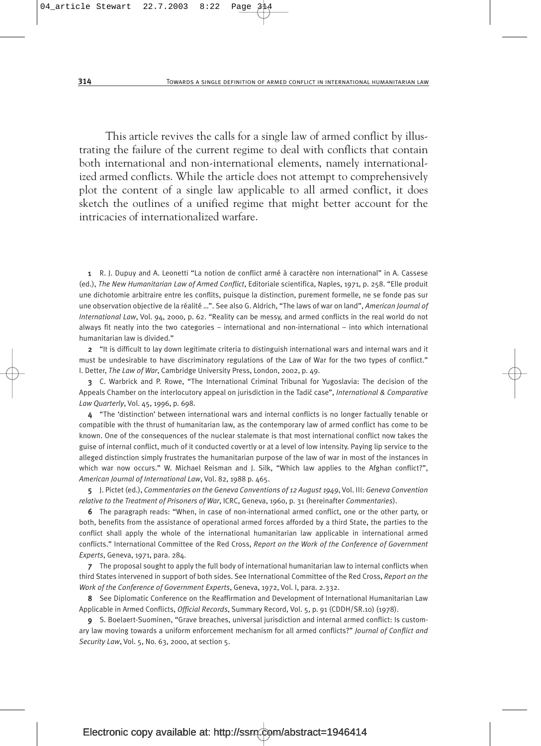This article revives the calls for a single law of armed conflict by illustrating the failure of the current regime to deal with conflicts that contain both international and non-international elements, namely internationalized armed conflicts. While the article does not attempt to comprehensively plot the content of a single law applicable to all armed conflict, it does sketch the outlines of a unified regime that might better account for the intricacies of internationalized warfare.

**1** R. J. Dupuy and A. Leonetti "La notion de conflict armé à caractère non international" in A. Cassese (ed.), *The New Humanitarian Law of Armed Conflict*, Editoriale scientifica, Naples, 1971, p. 258. "Elle produit une dichotomie arbitraire entre les conflits, puisque la distinction, purement formelle, ne se fonde pas sur une observation objective de la réalité ...". See also G. Aldrich, "The laws of war on land", *American Journal of International Law*, Vol. 94, 2000, p. 62. "Reality can be messy, and armed conflicts in the real world do not always fit neatly into the two categories – international and non-international – into which international humanitarian law is divided."

**2** "It is difficult to lay down legitimate criteria to distinguish international wars and internal wars and it must be undesirable to have discriminatory regulations of the Law of War for the two types of conflict." I. Detter, *The Law of War*, Cambridge University Press, London, 2002, p. 49.

**3** C. Warbrick and P. Rowe, "The International Criminal Tribunal for Yugoslavia: The decision of the Appeals Chamber on the interlocutory appeal on jurisdiction in the Tadić case", *International & Comparative Law Quarterly*, Vol. 45, 1996, p. 698.

**4** "The 'distinction' between international wars and internal conflicts is no longer factually tenable or compatible with the thrust of humanitarian law, as the contemporary law of armed conflict has come to be known. One of the consequences of the nuclear stalemate is that most international conflict now takes the guise of internal conflict, much of it conducted covertly or at a level of low intensity. Paying lip service to the alleged distinction simply frustrates the humanitarian purpose of the law of war in most of the instances in which war now occurs." W. Michael Reisman and J. Silk, "Which law applies to the Afghan conflict?", *American Journal of International Law*, Vol. 82, 1988 p. 465.

**5** J. Pictet (ed.), *Commentaries on the Geneva Conventions of 12 August 1949*, Vol. III: *Geneva Convention relative to the Treatment of Prisoners of War*, ICRC, Geneva, 1960, p. 31 (hereinafter *Commentaries*).

**6** The paragraph reads: "When, in case of non-international armed conflict, one or the other party, or both, benefits from the assistance of operational armed forces afforded by a third State, the parties to the conflict shall apply the whole of the international humanitarian law applicable in international armed conflicts." International Committee of the Red Cross, *Report on the Work of the Conference of Government Experts*, Geneva, 1971, para. 284.

**7** The proposal sought to apply the full body of international humanitarian law to internal conflicts when third States intervened in support of both sides. See International Committee of the Red Cross, *Report on the Work of the Conference of Government Experts*, Geneva, 1972, Vol. I, para. 2.332.

**8** See Diplomatic Conference on the Reaffirmation and Development of International Humanitarian Law Applicable in Armed Conflicts, *Official Records*, Summary Record, Vol. 5, p. 91 (CDDH/SR.10) (1978).

**9** S. Boelaert-Suominen, "Grave breaches, universal jurisdiction and internal armed conflict: Is customary law moving towards a uniform enforcement mechanism for all armed conflicts?" *Journal of Conflict and Security Law*, Vol. 5, No. 63, 2000, at section 5.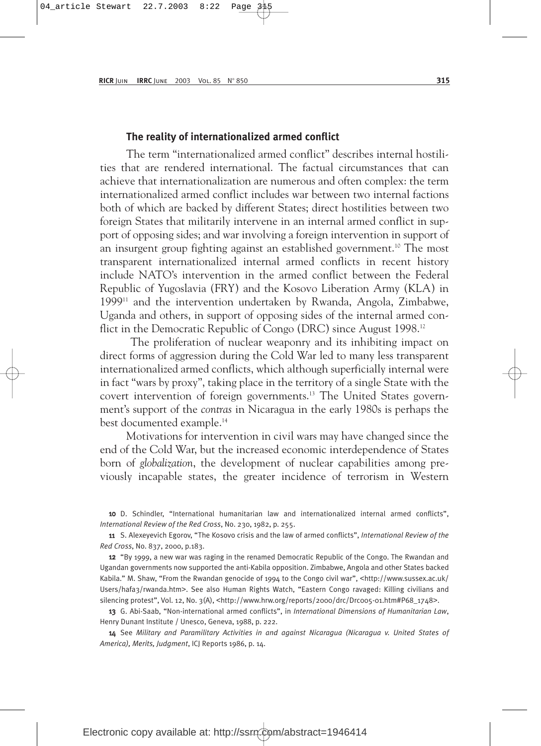### The reality of internationalized armed conflict

The term "internationalized armed conflict" describes internal hostilities that are rendered international. The factual circumstances that can achieve that internationalization are numerous and often complex: the term internationalized armed conflict includes war between two internal factions both of which are backed by different States; direct hostilities between two foreign States that militarily intervene in an internal armed conflict in support of opposing sides; and war involving a foreign intervention in support of an insurgent group fighting against an established government.[10] The most transparent internationalized internal armed conflicts in recent history include NATO's intervention in the armed conflict between the Federal Republic of Yugoslavia (FRY) and the Kosovo Liberation Army (KLA) in 1999[11] and the intervention undertaken by Rwanda, Angola, Zimbabwe, Uganda and others, in support of opposing sides of the internal armed conflict in the Democratic Republic of Congo (DRC) since August 1998.[12]

The proliferation of nuclear weaponry and its inhibiting impact on direct forms of aggression during the Cold War led to many less transparent internationalized armed conflicts, which although superficially internal were in fact "wars by proxy", taking place in the territory of a single State with the covert intervention of foreign governments.[13] The United States government's support of the *contras* in Nicaragua in the early 1980s is perhaps the best documented example.[14]

Motivations for intervention in civil wars may have changed since the end of the Cold War, but the increased economic interdependence of States born of *globalization*, the development of nuclear capabilities among previously incapable states, the greater incidence of terrorism in Western

---

10 D. Schindler, "International humanitarian law and internationalized internal armed conflicts", *International Review of the Red Cross*, No. 230, 1982, p. 255.

11 S. Alexeyevich Egorov, "The Kosovo crisis and the law of armed conflicts", *International Review of the Red Cross*, No. 837, 2000, p.183.

12 "By 1999, a new war was raging in the renamed Democratic Republic of the Congo. The Rwandan and Ugandan governments now supported the anti-Kabila opposition. Zimbabwe, Angola and other States backed Kabila." M. Shaw, "From the Rwandan genocide of 1994 to the Congo civil war", <http://www.sussex.ac.uk/Users/hafa3/rwanda.htm>. See also Human Rights Watch, "Eastern Congo ravaged: Killing civilians and silencing protest", Vol. 12, No. 3(A), <http://www.hrw.org/reports/2000/drc/Drc005-01.htm#P68_1748>.

13 G. Abi-Saab, "Non-international armed conflicts", in *International Dimensions of Humanitarian Law*, Henry Dunant Institute / Unesco, Geneva, 1988, p. 222.

14 See *Military and Paramilitary Activities in and against Nicaragua (Nicaragua v. United States of America), Merits, Judgment*, ICJ Reports 1986, p. 14.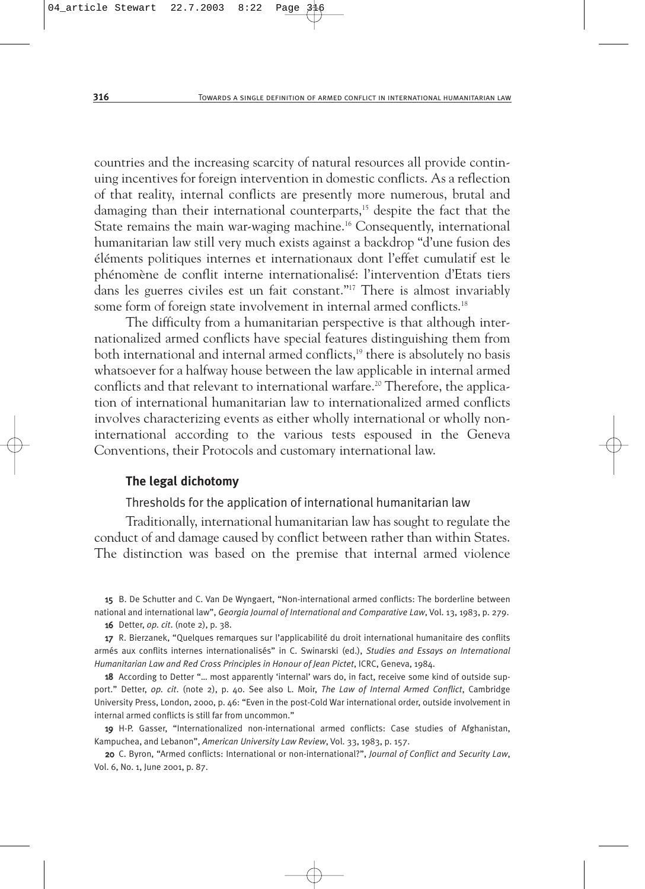countries and the increasing scarcity of natural resources all provide continuing incentives for foreign intervention in domestic conflicts. As a reflection of that reality, internal conflicts are presently more numerous, brutal and damaging than their international counterparts,[15] despite the fact that the State remains the main war-waging machine.[16] Consequently, international humanitarian law still very much exists against a backdrop "d'une fusion des éléments politiques internes et internationaux dont l'effet cumulatif est le phénomène de conflit interne internationalisé: l'intervention d'Etats tiers dans les guerres civiles est un fait constant."[17] There is almost invariably some form of foreign state involvement in internal armed conflicts.[18]

The difficulty from a humanitarian perspective is that although internationalized armed conflicts have special features distinguishing them from both international and internal armed conflicts,[19] there is absolutely no basis whatsoever for a halfway house between the law applicable in internal armed conflicts and that relevant to international warfare.[20] Therefore, the application of international humanitarian law to internationalized armed conflicts involves characterizing events as either wholly international or wholly non-international according to the various tests espoused in the Geneva Conventions, their Protocols and customary international law.

## The legal dichotomy

### Thresholds for the application of international humanitarian law

Traditionally, international humanitarian law has sought to regulate the conduct of and damage caused by conflict between rather than within States. The distinction was based on the premise that internal armed violence

---

15 B. De Schutter and C. Van De Wyngaert, "Non-international armed conflicts: The borderline between national and international law", *Georgia Journal of International and Comparative Law*, Vol. 13, 1983, p. 279.

16 Detter, *op. cit*. (note 2), p. 38.

17 R. Bierzanek, "Quelques remarques sur l'applicabilité du droit international humanitaire des conflits armés aux conflits internes internationalisés" in C. Swinarski (ed.), *Studies and Essays on International Humanitarian Law and Red Cross Principles in Honour of Jean Pictet*, ICRC, Geneva, 1984.

18 According to Detter "… most apparently 'internal' wars do, in fact, receive some kind of outside support." Detter, *op. cit*. (note 2), p. 40. See also L. Moir, *The Law of Internal Armed Conflict*, Cambridge University Press, London, 2000, p. 46: "Even in the post-Cold War international order, outside involvement in internal armed conflicts is still far from uncommon."

19 H-P. Gasser, "Internationalized non-international armed conflicts: Case studies of Afghanistan, Kampuchea, and Lebanon", *American University Law Review*, Vol. 33, 1983, p. 157.

20 C. Byron, "Armed conflicts: International or non-international?", *Journal of Conflict and Security Law*, Vol. 6, No. 1, June 2001, p. 87.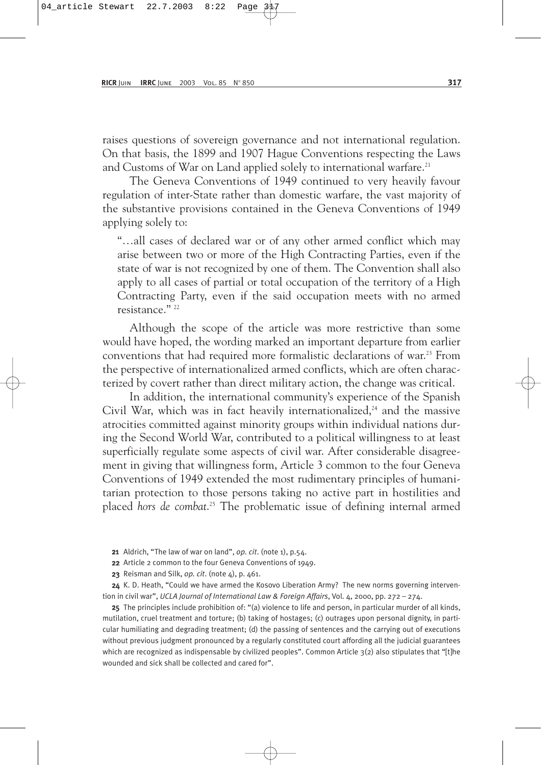raises questions of sovereign governance and not international regulation. On that basis, the 1899 and 1907 Hague Conventions respecting the Laws and Customs of War on Land applied solely to international warfare.[21]

The Geneva Conventions of 1949 continued to very heavily favour regulation of inter-State rather than domestic warfare, the vast majority of the substantive provisions contained in the Geneva Conventions of 1949 applying solely to:

> "…all cases of declared war or of any other armed conflict which may arise between two or more of the High Contracting Parties, even if the state of war is not recognized by one of them. The Convention shall also apply to all cases of partial or total occupation of the territory of a High Contracting Party, even if the said occupation meets with no armed resistance." [22]

Although the scope of the article was more restrictive than some would have hoped, the wording marked an important departure from earlier conventions that had required more formalistic declarations of war.[23] From the perspective of internationalized armed conflicts, which are often characterized by covert rather than direct military action, the change was critical.

In addition, the international community's experience of the Spanish Civil War, which was in fact heavily internationalized,[24] and the massive atrocities committed against minority groups within individual nations during the Second World War, contributed to a political willingness to at least superficially regulate some aspects of civil war. After considerable disagreement in giving that willingness form, Article 3 common to the four Geneva Conventions of 1949 extended the most rudimentary principles of humanitarian protection to those persons taking no active part in hostilities and placed *hors de combat*.[25] The problematic issue of defining internal armed

---

**21** Aldrich, "The law of war on land", *op. cit.* (note 1), p.54.

**22** Article 2 common to the four Geneva Conventions of 1949.

**23** Reisman and Silk, *op. cit.* (note 4), p. 461.

**24** K. D. Heath, "Could we have armed the Kosovo Liberation Army? The new norms governing intervention in civil war", *UCLA Journal of International Law & Foreign Affairs*, Vol. 4, 2000, pp. 272 – 274.

**25** The principles include prohibition of: "(a) violence to life and person, in particular murder of all kinds, mutilation, cruel treatment and torture; (b) taking of hostages; (c) outrages upon personal dignity, in particular humiliating and degrading treatment; (d) the passing of sentences and the carrying out of executions without previous judgment pronounced by a regularly constituted court affording all the judicial guarantees which are recognized as indispensable by civilized peoples". Common Article 3(2) also stipulates that "[t]he wounded and sick shall be collected and cared for".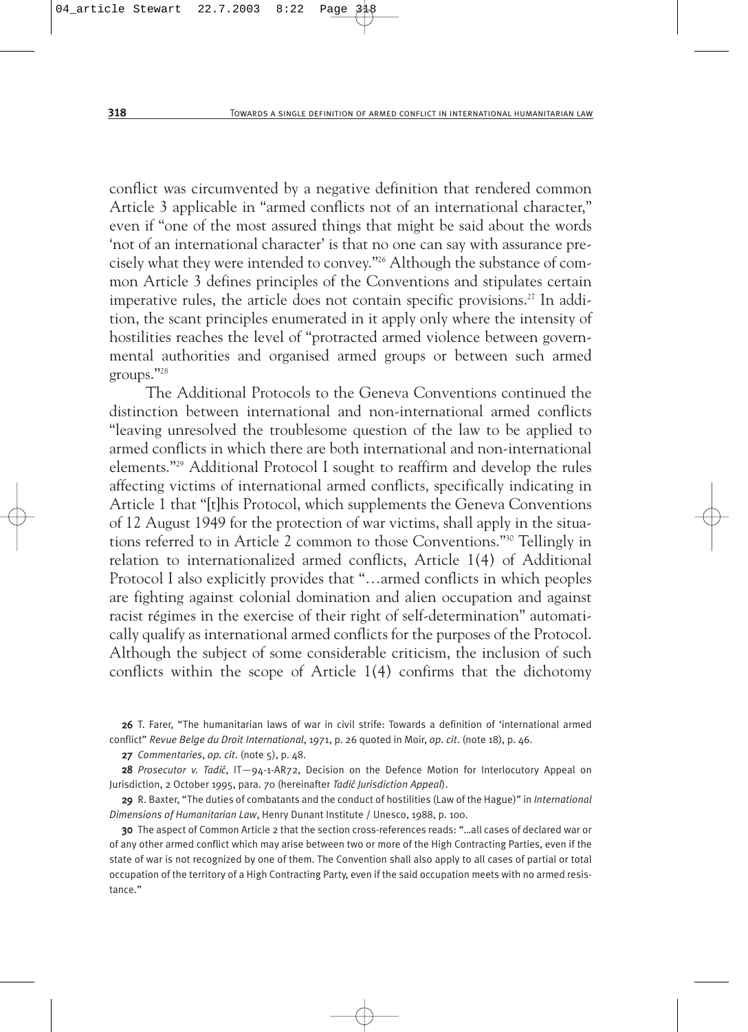conflict was circumvented by a negative definition that rendered common Article 3 applicable in "armed conflicts not of an international character," even if "one of the most assured things that might be said about the words 'not of an international character' is that no one can say with assurance precisely what they were intended to convey."[26] Although the substance of common Article 3 defines principles of the Conventions and stipulates certain imperative rules, the article does not contain specific provisions.[27] In addition, the scant principles enumerated in it apply only where the intensity of hostilities reaches the level of "protracted armed violence between governmental authorities and organised armed groups or between such armed groups."[28]

The Additional Protocols to the Geneva Conventions continued the distinction between international and non-international armed conflicts "leaving unresolved the troublesome question of the law to be applied to armed conflicts in which there are both international and non-international elements."[29] Additional Protocol I sought to reaffirm and develop the rules affecting victims of international armed conflicts, specifically indicating in Article 1 that "[t]his Protocol, which supplements the Geneva Conventions of 12 August 1949 for the protection of war victims, shall apply in the situations referred to in Article 2 common to those Conventions."[30] Tellingly in relation to internationalized armed conflicts, Article 1(4) of Additional Protocol I also explicitly provides that "…armed conflicts in which peoples are fighting against colonial domination and alien occupation and against racist régimes in the exercise of their right of self-determination" automatically qualify as international armed conflicts for the purposes of the Protocol. Although the subject of some considerable criticism, the inclusion of such conflicts within the scope of Article 1(4) confirms that the dichotomy

**26** T. Farer, "The humanitarian laws of war in civil strife: Towards a definition of 'international armed conflict" *Revue Belge du Droit International*, 1971, p. 26 quoted in Moir, *op. cit.* (note 18), p. 46.

**27** *Commentaries*, *op. cit.* (note 5), p. 48.

**28** *Prosecutor v. Tadić*, IT—94-1-AR72, Decision on the Defence Motion for Interlocutory Appeal on Jurisdiction, 2 October 1995, para. 70 (hereinafter *Tadić Jurisdiction Appeal*).

**29** R. Baxter, "The duties of combatants and the conduct of hostilities (Law of the Hague)" in *International Dimensions of Humanitarian Law*, Henry Dunant Institute / Unesco, 1988, p. 100.

**30** The aspect of Common Article 2 that the section cross-references reads: "…all cases of declared war or of any other armed conflict which may arise between two or more of the High Contracting Parties, even if the state of war is not recognized by one of them. The Convention shall also apply to all cases of partial or total occupation of the territory of a High Contracting Party, even if the said occupation meets with no armed resistance."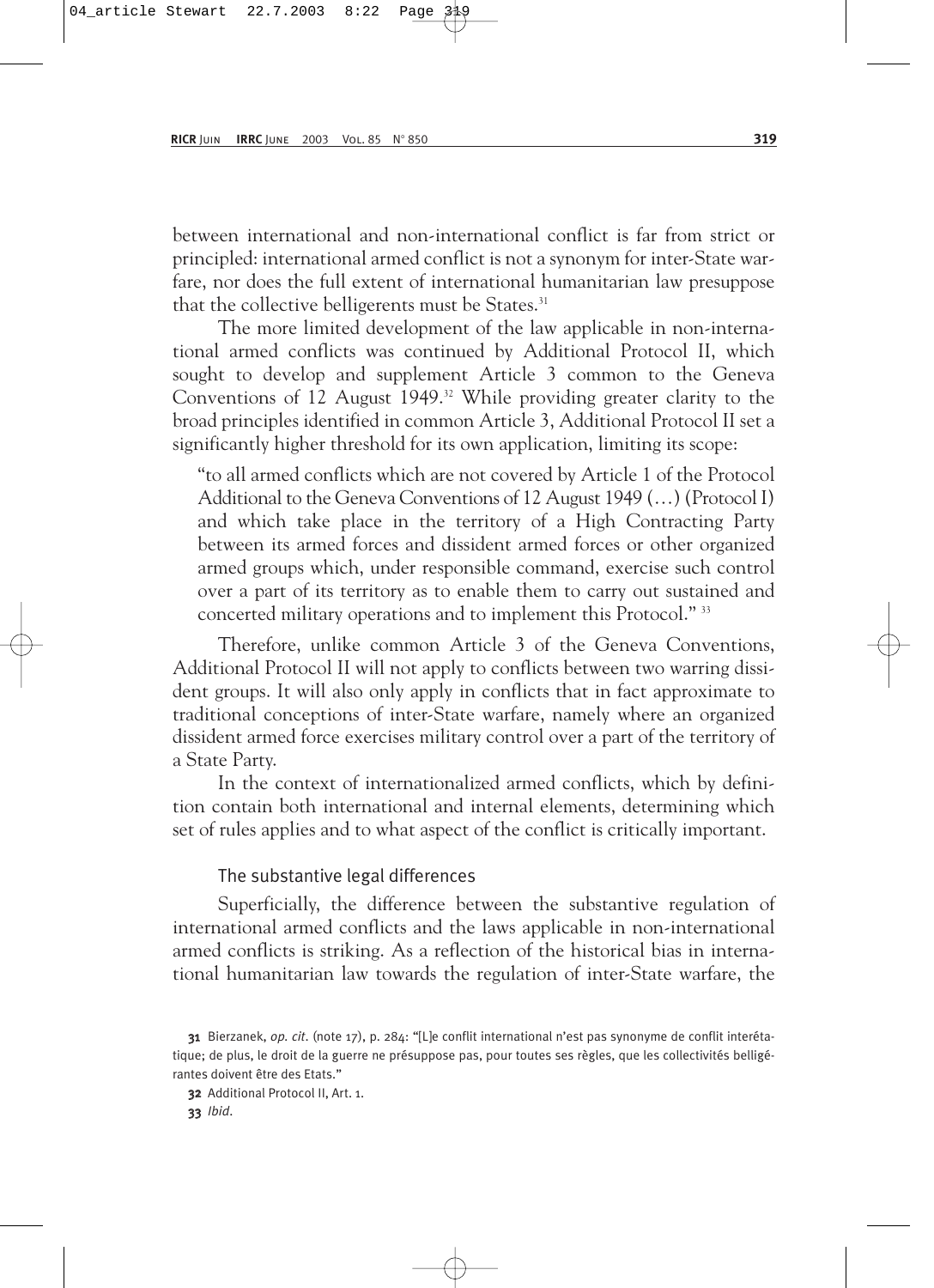between international and non-international conflict is far from strict or principled: international armed conflict is not a synonym for inter-State warfare, nor does the full extent of international humanitarian law presuppose that the collective belligerents must be States.[31]

The more limited development of the law applicable in non-international armed conflicts was continued by Additional Protocol II, which sought to develop and supplement Article 3 common to the Geneva Conventions of 12 August 1949.[32] While providing greater clarity to the broad principles identified in common Article 3, Additional Protocol II set a significantly higher threshold for its own application, limiting its scope:

> "to all armed conflicts which are not covered by Article 1 of the Protocol Additional to the Geneva Conventions of 12 August 1949 (…) (Protocol I) and which take place in the territory of a High Contracting Party between its armed forces and dissident armed forces or other organized armed groups which, under responsible command, exercise such control over a part of its territory as to enable them to carry out sustained and concerted military operations and to implement this Protocol." [33]

Therefore, unlike common Article 3 of the Geneva Conventions, Additional Protocol II will not apply to conflicts between two warring dissident groups. It will also only apply in conflicts that in fact approximate to traditional conceptions of inter-State warfare, namely where an organized dissident armed force exercises military control over a part of the territory of a State Party.

In the context of internationalized armed conflicts, which by definition contain both international and internal elements, determining which set of rules applies and to what aspect of the conflict is critically important.

### The substantive legal differences

Superficially, the difference between the substantive regulation of international armed conflicts and the laws applicable in non-international armed conflicts is striking. As a reflection of the historical bias in international humanitarian law towards the regulation of inter-State warfare, the

---

**31** Bierzanek, *op. cit.* (note 17), p. 284: "[L]e conflit international n'est pas synonyme de conflit interétatique; de plus, le droit de la guerre ne présuppose pas, pour toutes ses règles, que les collectivités belligérantes doivent être des Etats."

**32** Additional Protocol II, Art. 1.

**33** *Ibid.*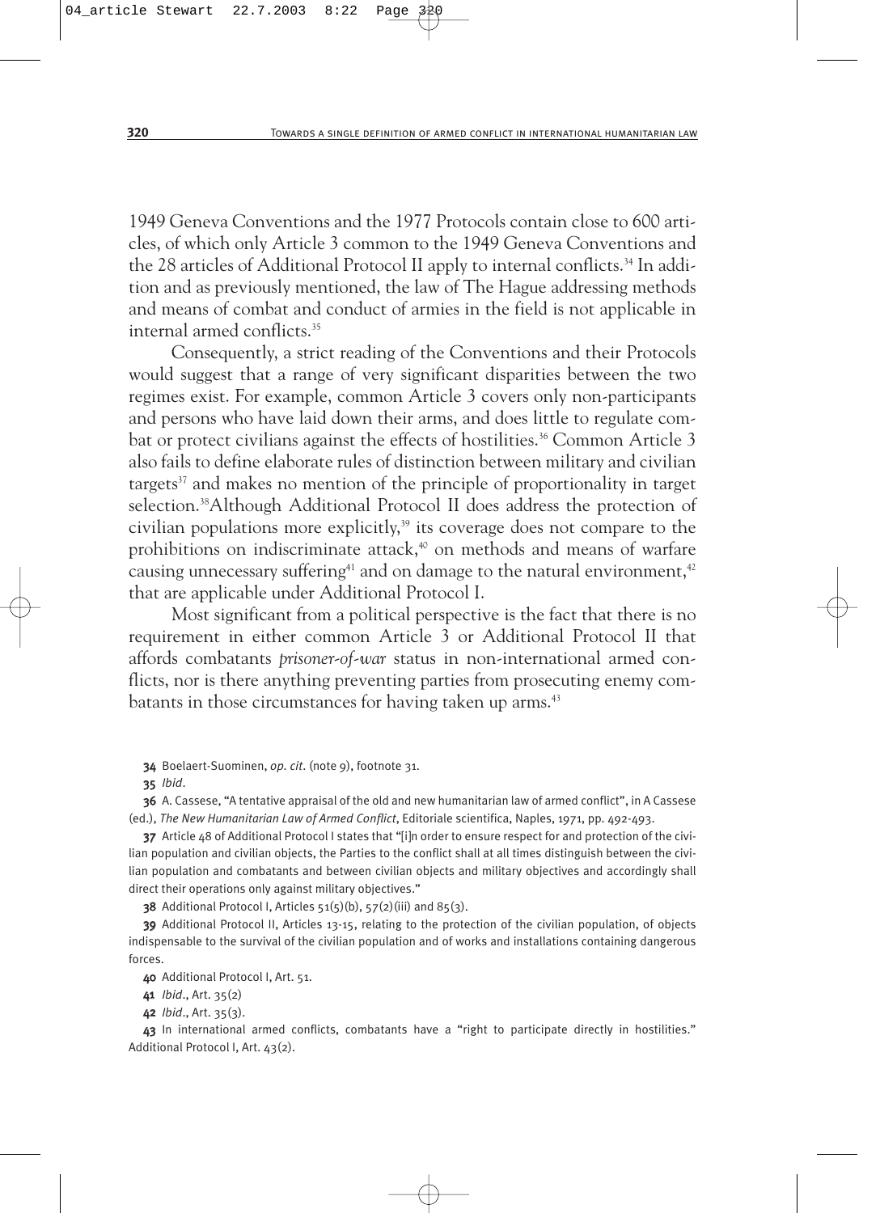1949 Geneva Conventions and the 1977 Protocols contain close to 600 articles, of which only Article 3 common to the 1949 Geneva Conventions and the 28 articles of Additional Protocol II apply to internal conflicts.[34] In addition and as previously mentioned, the law of The Hague addressing methods and means of combat and conduct of armies in the field is not applicable in internal armed conflicts.[35]

Consequently, a strict reading of the Conventions and their Protocols would suggest that a range of very significant disparities between the two regimes exist. For example, common Article 3 covers only non-participants and persons who have laid down their arms, and does little to regulate combat or protect civilians against the effects of hostilities.[36] Common Article 3 also fails to define elaborate rules of distinction between military and civilian targets[37] and makes no mention of the principle of proportionality in target selection.[38]Although Additional Protocol II does address the protection of civilian populations more explicitly,[39] its coverage does not compare to the prohibitions on indiscriminate attack,[40] on methods and means of warfare causing unnecessary suffering[41] and on damage to the natural environment,[42] that are applicable under Additional Protocol I.

Most significant from a political perspective is the fact that there is no requirement in either common Article 3 or Additional Protocol II that affords combatants *prisoner-of-war* status in non-international armed conflicts, nor is there anything preventing parties from prosecuting enemy combatants in those circumstances for having taken up arms.[43]

**34** Boelaert-Suominen, *op. cit.* (note 9), footnote 31.

**35** *Ibid*.

**36** A. Cassese, "A tentative appraisal of the old and new humanitarian law of armed conflict", in A Cassese (ed.), *The New Humanitarian Law of Armed Conflict*, Editoriale scientifica, Naples, 1971, pp. 492-493.

**37** Article 48 of Additional Protocol I states that "[i]n order to ensure respect for and protection of the civilian population and civilian objects, the Parties to the conflict shall at all times distinguish between the civilian population and combatants and between civilian objects and military objectives and accordingly shall direct their operations only against military objectives."

**38** Additional Protocol I, Articles 51(5)(b), 57(2)(iii) and 85(3).

**39** Additional Protocol II, Articles 13-15, relating to the protection of the civilian population, of objects indispensable to the survival of the civilian population and of works and installations containing dangerous forces.

**40** Additional Protocol I, Art. 51.

**41** *Ibid*., Art. 35(2)

**42** *Ibid*., Art. 35(3).

**43** In international armed conflicts, combatants have a "right to participate directly in hostilities." Additional Protocol I, Art. 43(2).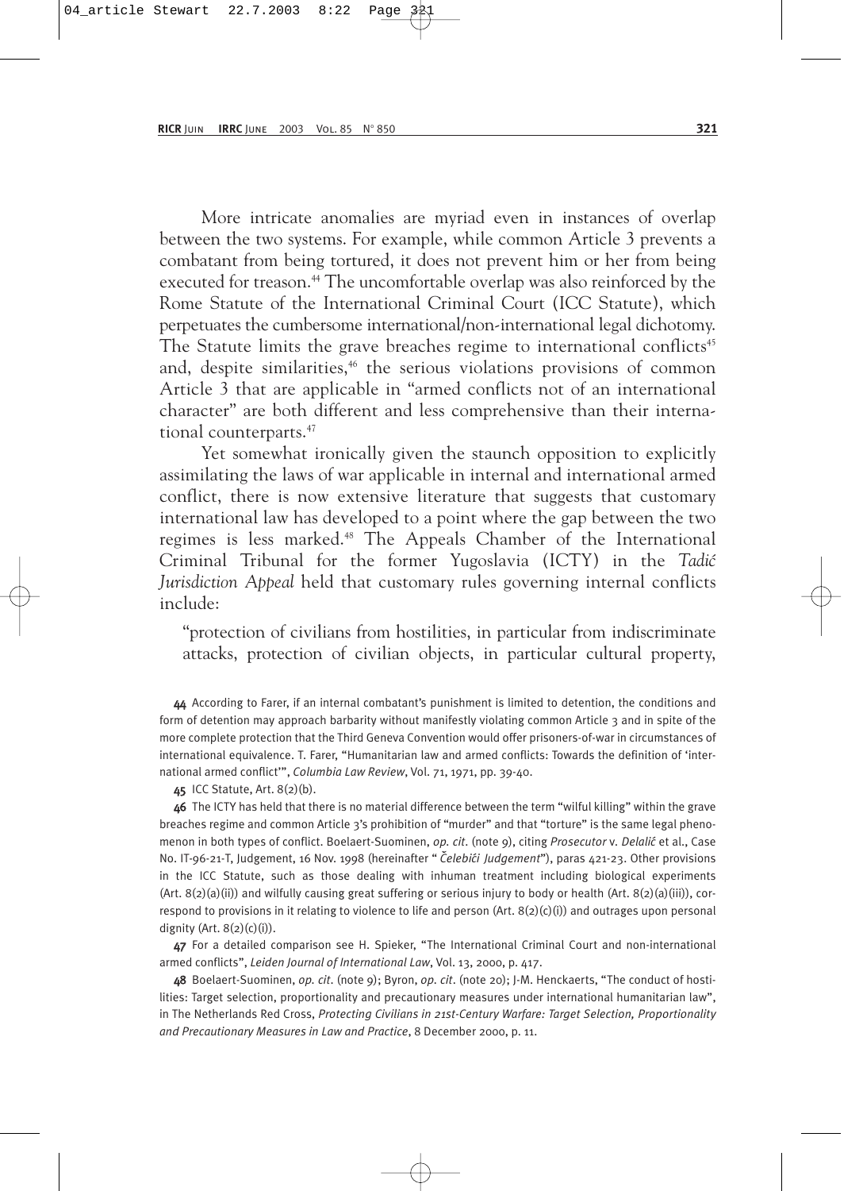More intricate anomalies are myriad even in instances of overlap between the two systems. For example, while common Article 3 prevents a combatant from being tortured, it does not prevent him or her from being executed for treason.[44] The uncomfortable overlap was also reinforced by the Rome Statute of the International Criminal Court (ICC Statute), which perpetuates the cumbersome international/non-international legal dichotomy. The Statute limits the grave breaches regime to international conflicts[45] and, despite similarities,[46] the serious violations provisions of common Article 3 that are applicable in "armed conflicts not of an international character" are both different and less comprehensive than their international counterparts.[47]

Yet somewhat ironically given the staunch opposition to explicitly assimilating the laws of war applicable in internal and international armed conflict, there is now extensive literature that suggests that customary international law has developed to a point where the gap between the two regimes is less marked.[48] The Appeals Chamber of the International Criminal Tribunal for the former Yugoslavia (ICTY) in the *Tadić Jurisdiction Appeal* held that customary rules governing internal conflicts include:

> "protection of civilians from hostilities, in particular from indiscriminate attacks, protection of civilian objects, in particular cultural property,

---

**44** According to Farer, if an internal combatant's punishment is limited to detention, the conditions and form of detention may approach barbarity without manifestly violating common Article 3 and in spite of the more complete protection that the Third Geneva Convention would offer prisoners-of-war in circumstances of international equivalence. T. Farer, "Humanitarian law and armed conflicts: Towards the definition of 'international armed conflict'", *Columbia Law Review*, Vol. 71, 1971, pp. 39-40.

**45** ICC Statute, Art. 8(2)(b).

**46** The ICTY has held that there is no material difference between the term "wilful killing" within the grave breaches regime and common Article 3's prohibition of "murder" and that "torture" is the same legal phenomenon in both types of conflict. Boelaert-Suominen, *op. cit.* (note 9), citing *Prosecutor* v. *Delalić* et al., Case No. IT-96-21-T, Judgement, 16 Nov. 1998 (hereinafter "*Čelebići Judgement*"), paras 421-23. Other provisions in the ICC Statute, such as those dealing with inhuman treatment including biological experiments (Art. 8(2)(a)(ii)) and wilfully causing great suffering or serious injury to body or health (Art. 8(2)(a)(iii)), correspond to provisions in it relating to violence to life and person (Art. 8(2)(c)(i)) and outrages upon personal dignity (Art. 8(2)(c)(i)).

**47** For a detailed comparison see H. Spieker, "The International Criminal Court and non-international armed conflicts", *Leiden Journal of International Law*, Vol. 13, 2000, p. 417.

**48** Boelaert-Suominen, *op. cit.* (note 9); Byron, *op. cit.* (note 20); J-M. Henckaerts, "The conduct of hostilities: Target selection, proportionality and precautionary measures under international humanitarian law", in The Netherlands Red Cross, *Protecting Civilians in 21st-Century Warfare: Target Selection, Proportionality and Precautionary Measures in Law and Practice*, 8 December 2000, p. 11.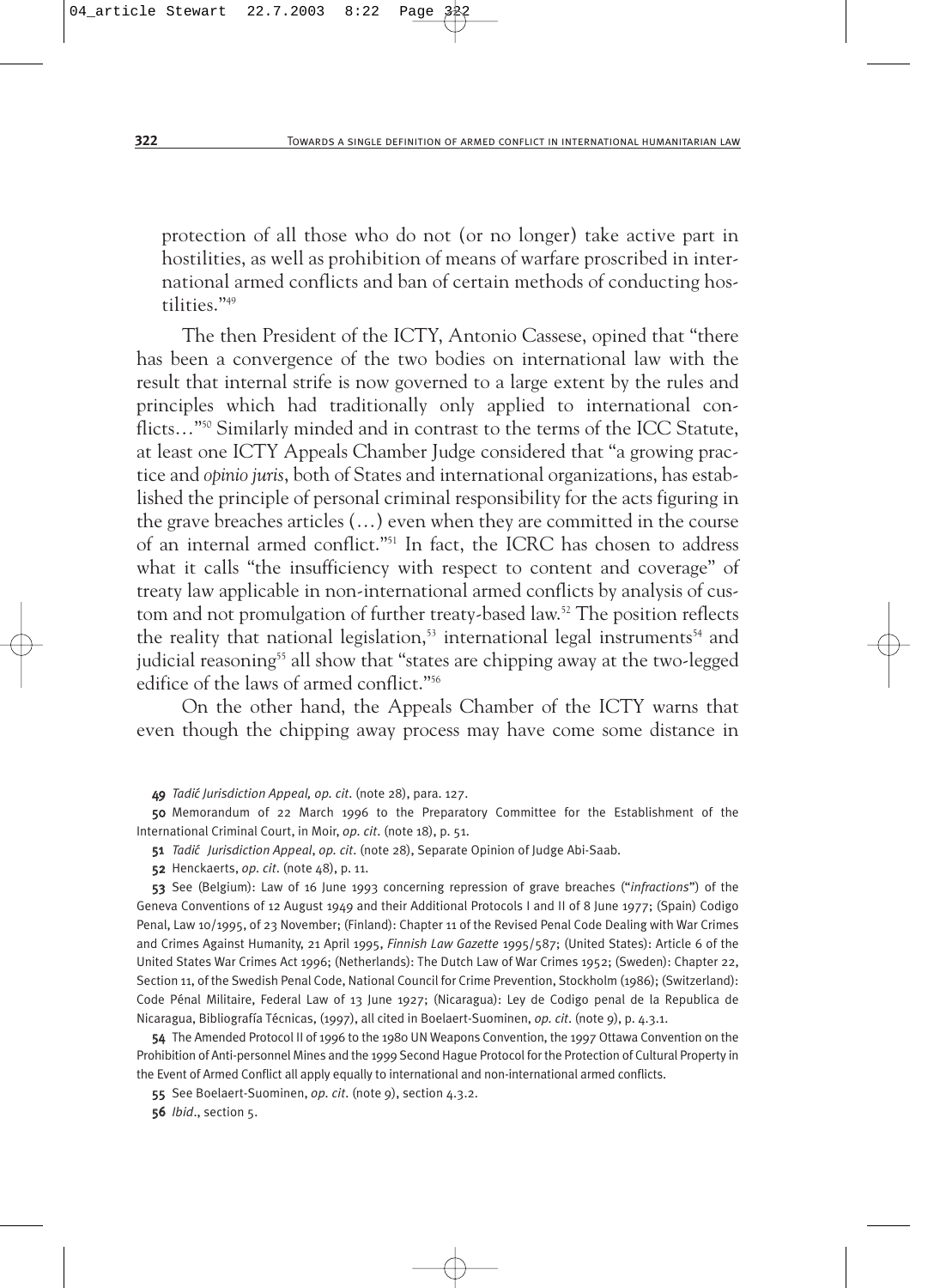protection of all those who do not (or no longer) take active part in hostilities, as well as prohibition of means of warfare proscribed in international armed conflicts and ban of certain methods of conducting hostilities."[49]

The then President of the ICTY, Antonio Cassese, opined that "there has been a convergence of the two bodies on international law with the result that internal strife is now governed to a large extent by the rules and principles which had traditionally only applied to international conflicts…"[50] Similarly minded and in contrast to the terms of the ICC Statute, at least one ICTY Appeals Chamber Judge considered that "a growing practice and *opinio juris*, both of States and international organizations, has established the principle of personal criminal responsibility for the acts figuring in the grave breaches articles (…) even when they are committed in the course of an internal armed conflict."[51] In fact, the ICRC has chosen to address what it calls "the insufficiency with respect to content and coverage" of treaty law applicable in non-international armed conflicts by analysis of custom and not promulgation of further treaty-based law.[52] The position reflects the reality that national legislation,[53] international legal instruments[54] and judicial reasoning[55] all show that "states are chipping away at the two-legged edifice of the laws of armed conflict."[56]

On the other hand, the Appeals Chamber of the ICTY warns that even though the chipping away process may have come some distance in

**49** *Tadić Jurisdiction Appeal, op. cit.* (note 28), para. 127.

**50** Memorandum of 22 March 1996 to the Preparatory Committee for the Establishment of the International Criminal Court, in Moir, *op. cit.* (note 18), p. 51.

**51** *Tadić Jurisdiction Appeal*, *op. cit.* (note 28), Separate Opinion of Judge Abi-Saab.

**52** Henckaerts, *op. cit.* (note 48), p. 11.

**53** See (Belgium): Law of 16 June 1993 concerning repression of grave breaches ("*infractions*") of the Geneva Conventions of 12 August 1949 and their Additional Protocols I and II of 8 June 1977; (Spain) Codigo Penal, Law 10/1995, of 23 November; (Finland): Chapter 11 of the Revised Penal Code Dealing with War Crimes and Crimes Against Humanity, 21 April 1995, *Finnish Law Gazette* 1995/587; (United States): Article 6 of the United States War Crimes Act 1996; (Netherlands): The Dutch Law of War Crimes 1952; (Sweden): Chapter 22, Section 11, of the Swedish Penal Code, National Council for Crime Prevention, Stockholm (1986); (Switzerland): Code Pénal Militaire, Federal Law of 13 June 1927; (Nicaragua): Ley de Codigo penal de la Republica de Nicaragua, Bibliografía Técnicas, (1997), all cited in Boelaert-Suominen, *op. cit.* (note 9), p. 4.3.1.

**54** The Amended Protocol II of 1996 to the 1980 UN Weapons Convention, the 1997 Ottawa Convention on the Prohibition of Anti-personnel Mines and the 1999 Second Hague Protocol for the Protection of Cultural Property in the Event of Armed Conflict all apply equally to international and non-international armed conflicts.

**55** See Boelaert-Suominen, *op. cit.* (note 9), section 4.3.2.

**56** *Ibid.*, section 5.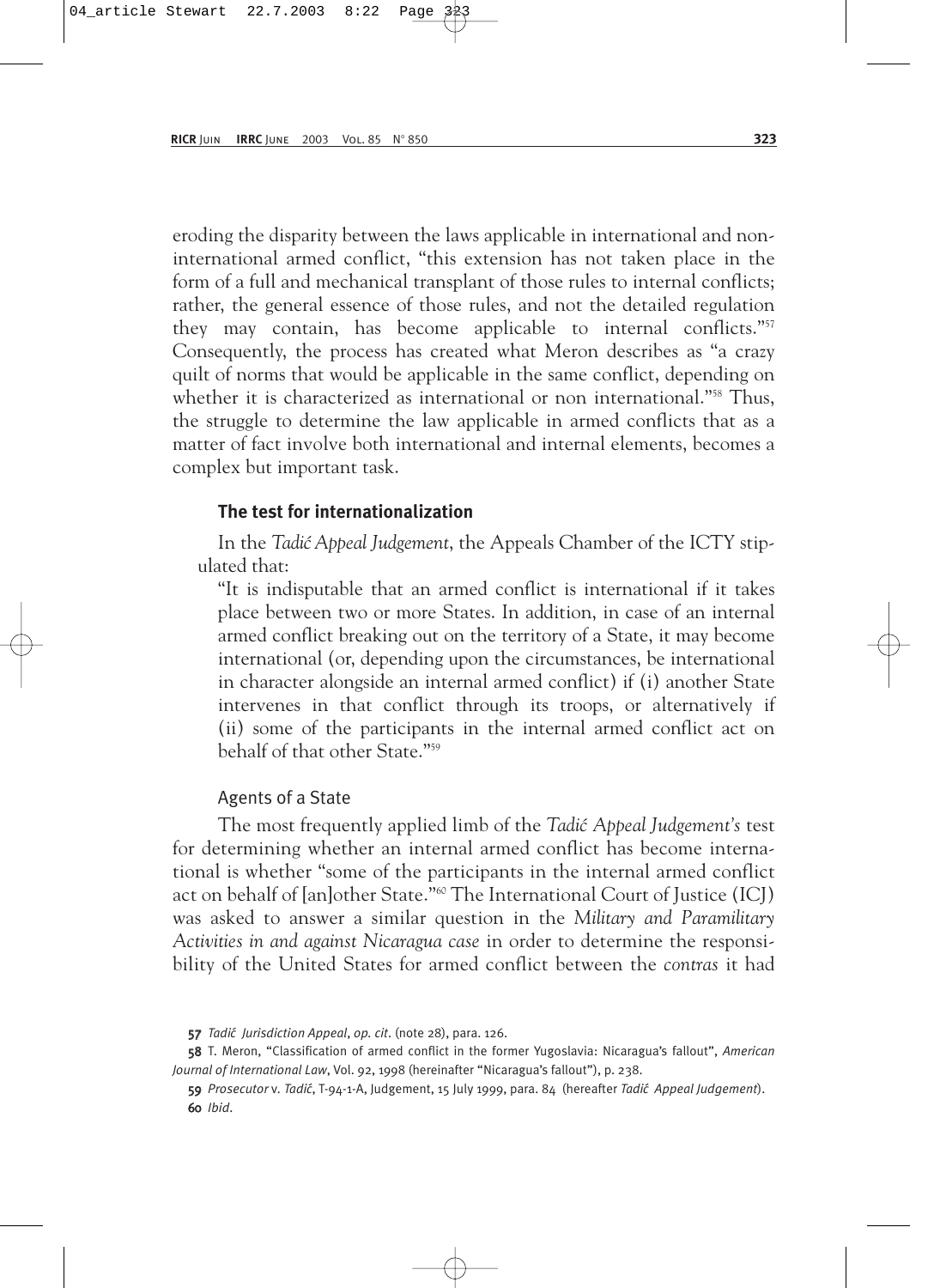eroding the disparity between the laws applicable in international and non-international armed conflict, "this extension has not taken place in the form of a full and mechanical transplant of those rules to internal conflicts; rather, the general essence of those rules, and not the detailed regulation they may contain, has become applicable to internal conflicts."[57] Consequently, the process has created what Meron describes as "a crazy quilt of norms that would be applicable in the same conflict, depending on whether it is characterized as international or non international."[58] Thus, the struggle to determine the law applicable in armed conflicts that as a matter of fact involve both international and internal elements, becomes a complex but important task.

### The test for internationalization

In the *Tadić Appeal Judgement*, the Appeals Chamber of the ICTY stipulated that:

> "It is indisputable that an armed conflict is international if it takes place between two or more States. In addition, in case of an internal armed conflict breaking out on the territory of a State, it may become international (or, depending upon the circumstances, be international in character alongside an internal armed conflict) if (i) another State intervenes in that conflict through its troops, or alternatively if (ii) some of the participants in the internal armed conflict act on behalf of that other State."[59]

#### Agents of a State

The most frequently applied limb of the *Tadić Appeal Judgement's* test for determining whether an internal armed conflict has become international is whether "some of the participants in the internal armed conflict act on behalf of [an]other State."[60] The International Court of Justice (ICJ) was asked to answer a similar question in the *Military and Paramilitary Activities in and against Nicaragua case* in order to determine the responsibility of the United States for armed conflict between the *contras* it had

---

57 *Tadić Jurisdiction Appeal*, *op. cit*. (note 28), para. 126.

58 T. Meron, "Classification of armed conflict in the former Yugoslavia: Nicaragua's fallout", *American Journal of International Law*, Vol. 92, 1998 (hereinafter "Nicaragua's fallout"), p. 238.

59 *Prosecutor* v. *Tadić*, T-94-1-A, Judgement, 15 July 1999, para. 84 (hereafter *Tadić Appeal Judgement*).

60 *Ibid*.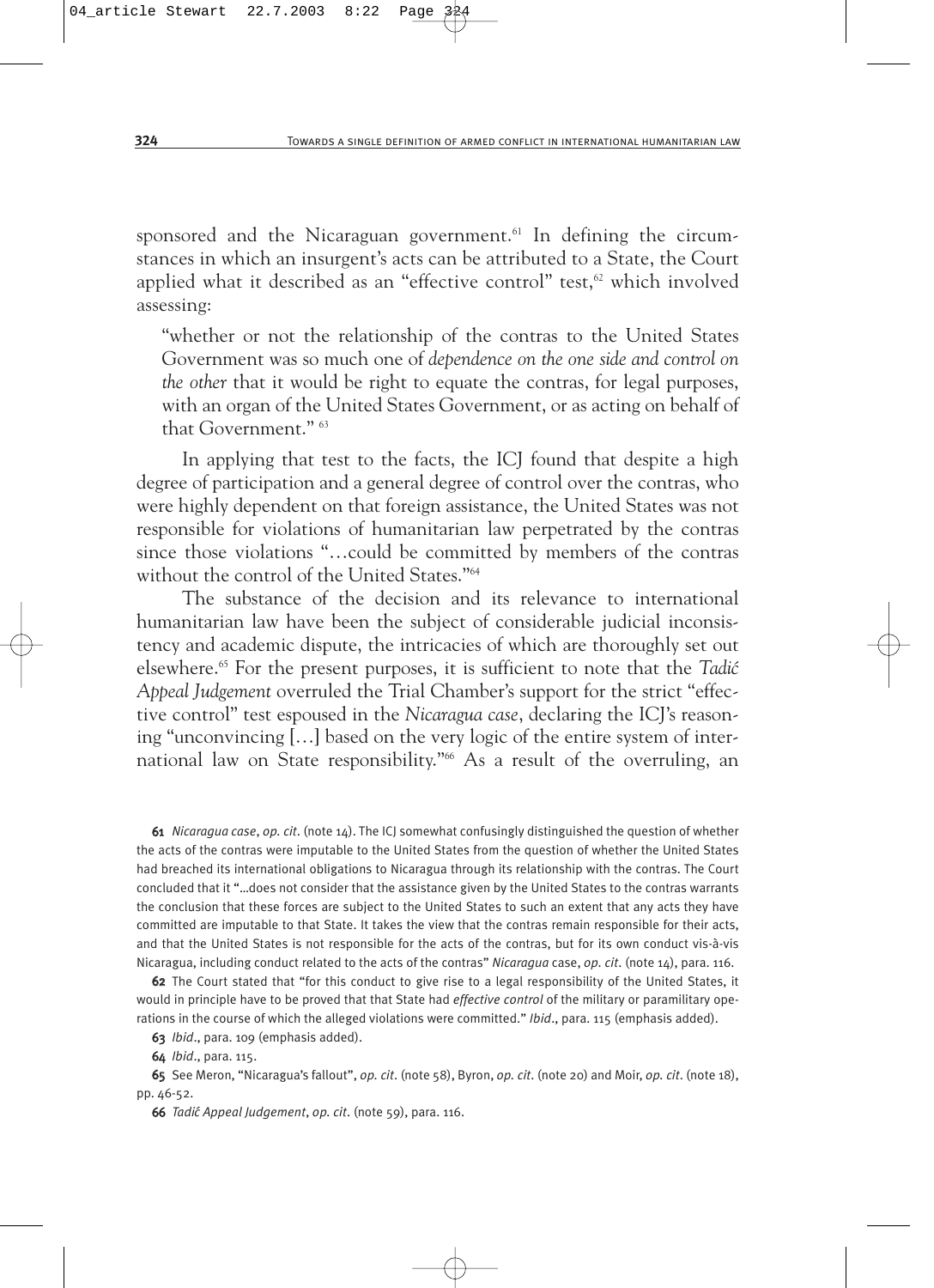sponsored and the Nicaraguan government.[61] In defining the circumstances in which an insurgent's acts can be attributed to a State, the Court applied what it described as an "effective control" test,[62] which involved assessing:

> "whether or not the relationship of the contras to the United States Government was so much one of *dependence on the one side and control on the other* that it would be right to equate the contras, for legal purposes, with an organ of the United States Government, or as acting on behalf of that Government." [63]

In applying that test to the facts, the ICJ found that despite a high degree of participation and a general degree of control over the contras, who were highly dependent on that foreign assistance, the United States was not responsible for violations of humanitarian law perpetrated by the contras since those violations "…could be committed by members of the contras without the control of the United States."[64]

The substance of the decision and its relevance to international humanitarian law have been the subject of considerable judicial inconsistency and academic dispute, the intricacies of which are thoroughly set out elsewhere.[65] For the present purposes, it is sufficient to note that the *Tadić Appeal Judgement* overruled the Trial Chamber's support for the strict "effective control" test espoused in the *Nicaragua case*, declaring the ICJ's reasoning "unconvincing […] based on the very logic of the entire system of international law on State responsibility."[66] As a result of the overruling, an

---

**61** *Nicaragua case*, *op. cit.* (note 14). The ICJ somewhat confusingly distinguished the question of whether the acts of the contras were imputable to the United States from the question of whether the United States had breached its international obligations to Nicaragua through its relationship with the contras. The Court concluded that it "…does not consider that the assistance given by the United States to the contras warrants the conclusion that these forces are subject to the United States to such an extent that any acts they have committed are imputable to that State. It takes the view that the contras remain responsible for their acts, and that the United States is not responsible for the acts of the contras, but for its own conduct vis-à-vis Nicaragua, including conduct related to the acts of the contras" *Nicaragua* case, *op. cit.* (note 14), para. 116.

**62** The Court stated that "for this conduct to give rise to a legal responsibility of the United States, it would in principle have to be proved that that State had *effective control* of the military or paramilitary operations in the course of which the alleged violations were committed." *Ibid*., para. 115 (emphasis added).

**63** *Ibid*., para. 109 (emphasis added).

**64** *Ibid*., para. 115.

**65** See Meron, "Nicaragua's fallout", *op. cit.* (note 58), Byron, *op. cit.* (note 20) and Moir, *op. cit.* (note 18), pp. 46-52.

**66** *Tadić Appeal Judgement*, *op. cit.* (note 59), para. 116.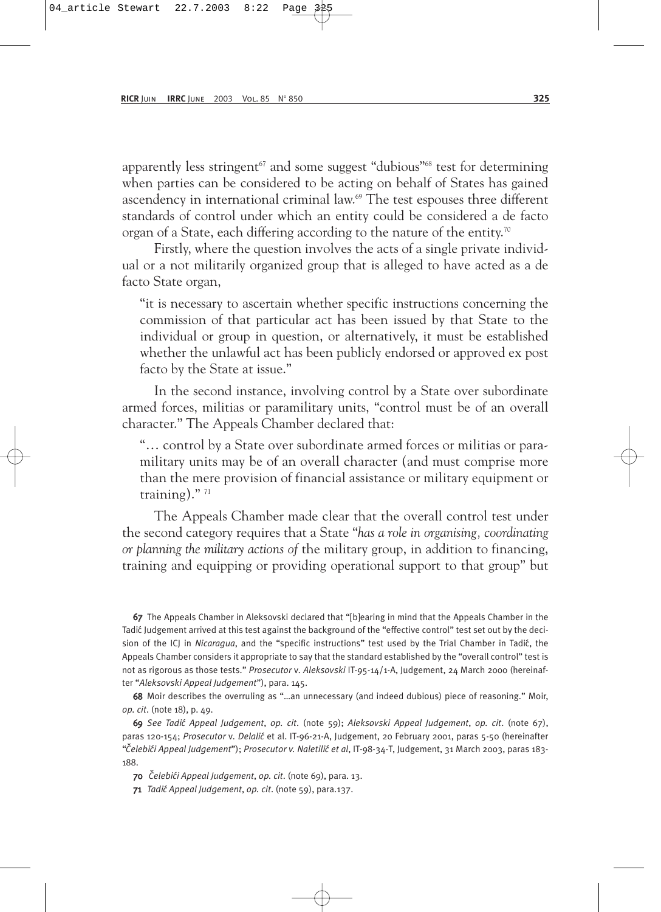apparently less stringent[67] and some suggest "dubious"[68] test for determining when parties can be considered to be acting on behalf of States has gained ascendency in international criminal law.[69] The test espouses three different standards of control under which an entity could be considered a de facto organ of a State, each differing according to the nature of the entity.[70]

Firstly, where the question involves the acts of a single private individual or a not militarily organized group that is alleged to have acted as a de facto State organ,

> "it is necessary to ascertain whether specific instructions concerning the commission of that particular act has been issued by that State to the individual or group in question, or alternatively, it must be established whether the unlawful act has been publicly endorsed or approved ex post facto by the State at issue."

In the second instance, involving control by a State over subordinate armed forces, militias or paramilitary units, "control must be of an overall character." The Appeals Chamber declared that:

> "… control by a State over subordinate armed forces or militias or paramilitary units may be of an overall character (and must comprise more than the mere provision of financial assistance or military equipment or training)." [71]

The Appeals Chamber made clear that the overall control test under the second category requires that a State "*has a role in organising, coordinating or planning the military actions of* the military group, in addition to financing, training and equipping or providing operational support to that group" but

---

**67** The Appeals Chamber in Aleksovski declared that "[b]earing in mind that the Appeals Chamber in the Tadić Judgement arrived at this test against the background of the "effective control" test set out by the decision of the ICJ in *Nicaragua*, and the "specific instructions" test used by the Trial Chamber in Tadić, the Appeals Chamber considers it appropriate to say that the standard established by the "overall control" test is not as rigorous as those tests." *Prosecutor* v. *Aleksovski* IT-95-14/1-A, Judgement, 24 March 2000 (hereinafter "*Aleksovski Appeal Judgement*"), para. 145.

**68** Moir describes the overruling as "…an unnecessary (and indeed dubious) piece of reasoning." Moir, *op. cit.* (note 18), p. 49.

**69** *See Tadić Appeal Judgement*, *op. cit.* (note 59); *Aleksovski Appeal Judgement*, *op. cit*. (note 67), paras 120-154; *Prosecutor* v. *Delalić* et al. IT-96-21-A, Judgement, 20 February 2001, paras 5-50 (hereinafter "*Čelebići Appeal Judgement*"); *Prosecutor v. Naletilić et al*, IT-98-34-T, Judgement, 31 March 2003, paras 183-188.

**70** *Čelebići Appeal Judgement*, *op. cit.* (note 69), para. 13.

**71** *Tadić Appeal Judgement*, *op. cit.* (note 59), para.137.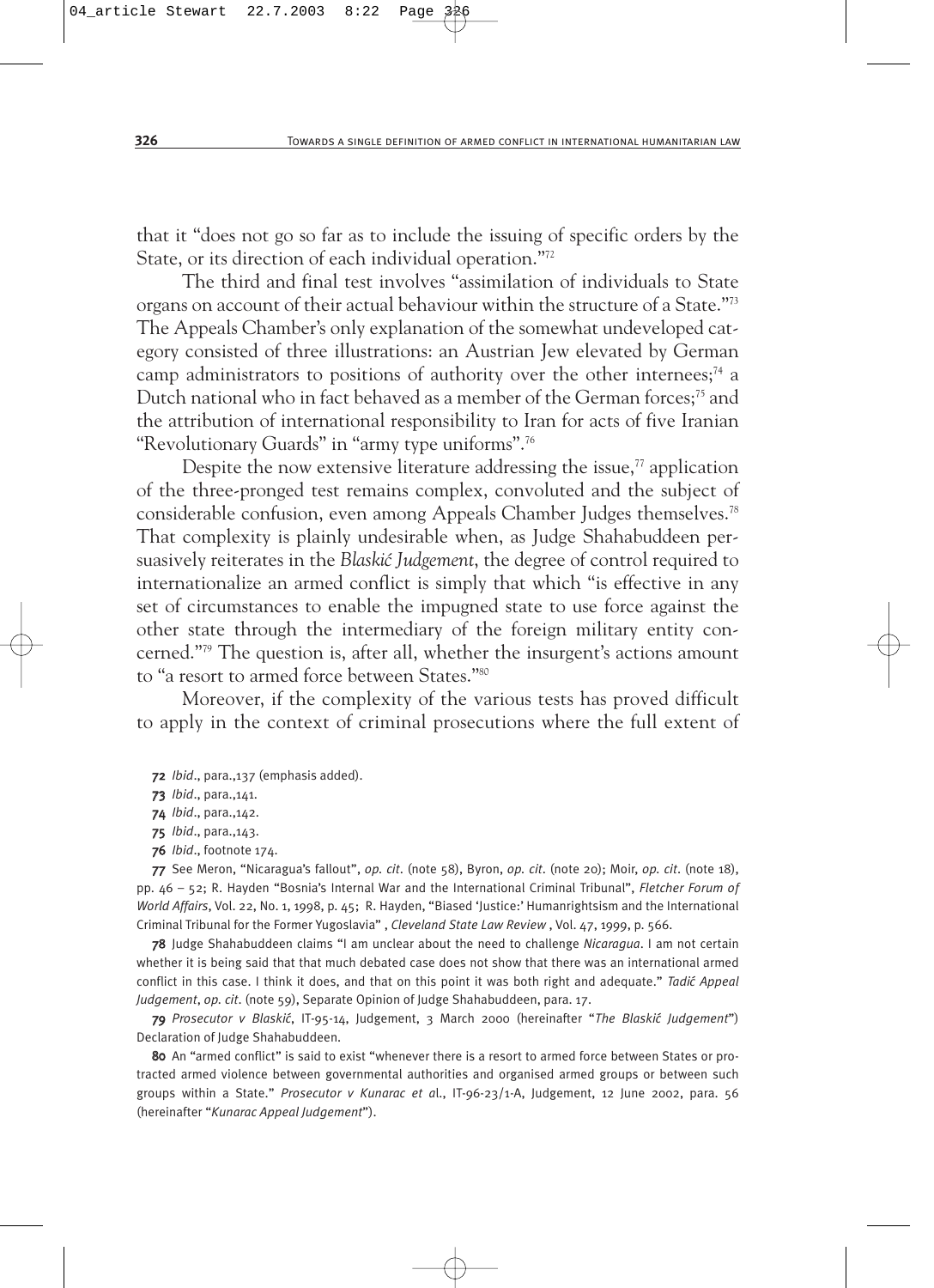that it "does not go so far as to include the issuing of specific orders by the State, or its direction of each individual operation."[72]

The third and final test involves "assimilation of individuals to State organs on account of their actual behaviour within the structure of a State."[73] The Appeals Chamber's only explanation of the somewhat undeveloped category consisted of three illustrations: an Austrian Jew elevated by German camp administrators to positions of authority over the other internees;[74] a Dutch national who in fact behaved as a member of the German forces;[75] and the attribution of international responsibility to Iran for acts of five Iranian "Revolutionary Guards" in "army type uniforms".[76]

Despite the now extensive literature addressing the issue,[77] application of the three-pronged test remains complex, convoluted and the subject of considerable confusion, even among Appeals Chamber Judges themselves.[78] That complexity is plainly undesirable when, as Judge Shahabuddeen persuasively reiterates in the *Blaskić Judgement*, the degree of control required to internationalize an armed conflict is simply that which "is effective in any set of circumstances to enable the impugned state to use force against the other state through the intermediary of the foreign military entity concerned."[79] The question is, after all, whether the insurgent's actions amount to "a resort to armed force between States."[80]

Moreover, if the complexity of the various tests has proved difficult to apply in the context of criminal prosecutions where the full extent of

---

**72** *Ibid*., para.,137 (emphasis added).

**73** *Ibid*., para.,141.

**74** *Ibid*., para.,142.

**75** *Ibid*., para.,143.

**76** *Ibid*., footnote 174.

**77** See Meron, "Nicaragua's fallout", *op. cit*. (note 58), Byron, *op. cit*. (note 20); Moir, *op. cit*. (note 18), pp. 46 – 52; R. Hayden "Bosnia's Internal War and the International Criminal Tribunal", *Fletcher Forum of World Affairs*, Vol. 22, No. 1, 1998, p. 45; R. Hayden, "Biased 'Justice:' Humanrightsism and the International Criminal Tribunal for the Former Yugoslavia" , *Cleveland State Law Review* , Vol. 47, 1999, p. 566.

**78** Judge Shahabuddeen claims "I am unclear about the need to challenge *Nicaragua*. I am not certain whether it is being said that that much debated case does not show that there was an international armed conflict in this case. I think it does, and that on this point it was both right and adequate." *Tadić Appeal Judgement*, *op. cit*. (note 59), Separate Opinion of Judge Shahabuddeen, para. 17.

**79** *Prosecutor v Blaskić*, IT-95-14, Judgement, 3 March 2000 (hereinafter "*The Blaskić Judgement*") Declaration of Judge Shahabuddeen.

**80** An "armed conflict" is said to exist "whenever there is a resort to armed force between States or protracted armed violence between governmental authorities and organised armed groups or between such groups within a State." *Prosecutor v Kunarac et a*l., IT-96-23/1-A, Judgement, 12 June 2002, para. 56 (hereinafter "*Kunarac Appeal Judgement*").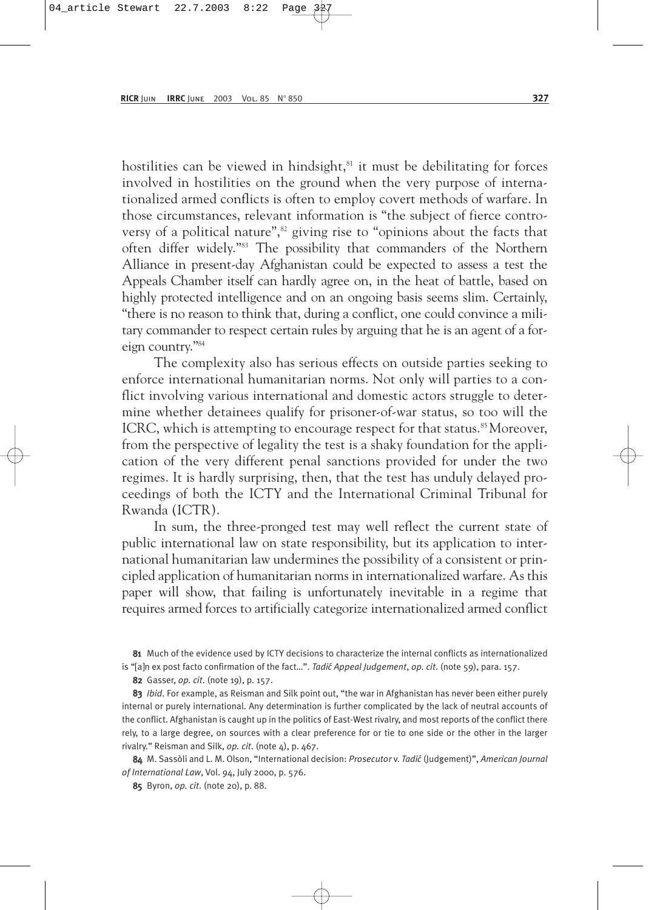hostilities can be viewed in hindsight,[81] it must be debilitating for forces involved in hostilities on the ground when the very purpose of internationalized armed conflicts is often to employ covert methods of warfare. In those circumstances, relevant information is "the subject of fierce controversy of a political nature",[82] giving rise to "opinions about the facts that often differ widely."[83] The possibility that commanders of the Northern Alliance in present-day Afghanistan could be expected to assess a test the Appeals Chamber itself can hardly agree on, in the heat of battle, based on highly protected intelligence and on an ongoing basis seems slim. Certainly, "there is no reason to think that, during a conflict, one could convince a military commander to respect certain rules by arguing that he is an agent of a foreign country."[84]

The complexity also has serious effects on outside parties seeking to enforce international humanitarian norms. Not only will parties to a conflict involving various international and domestic actors struggle to determine whether detainees qualify for prisoner-of-war status, so too will the ICRC, which is attempting to encourage respect for that status.[85] Moreover, from the perspective of legality the test is a shaky foundation for the application of the very different penal sanctions provided for under the two regimes. It is hardly surprising, then, that the test has unduly delayed proceedings of both the ICTY and the International Criminal Tribunal for Rwanda (ICTR).

In sum, the three-pronged test may well reflect the current state of public international law on state responsibility, but its application to international humanitarian law undermines the possibility of a consistent or principled application of humanitarian norms in internationalized warfare. As this paper will show, that failing is unfortunately inevitable in a regime that requires armed forces to artificially categorize internationalized armed conflict

81 Much of the evidence used by ICTY decisions to characterize the internal conflicts as internationalized is "[a]n ex post facto confirmation of the fact…". *Tadić Appeal Judgement*, *op. cit.* (note 59), para. 157.

82 Gasser, *op. cit.* (note 19), p. 157.

83 *Ibid*. For example, as Reisman and Silk point out, "the war in Afghanistan has never been either purely internal or purely international. Any determination is further complicated by the lack of neutral accounts of the conflict. Afghanistan is caught up in the politics of East-West rivalry, and most reports of the conflict there rely, to a large degree, on sources with a clear preference for or tie to one side or the other in the larger rivalry." Reisman and Silk, *op. cit.* (note 4), p. 467.

84 M. Sassòli and L. M. Olson, "International decision: *Prosecutor* v. *Tadić* (Judgement)", *American Journal of International Law*, Vol. 94, July 2000, p. 576.

85 Byron, *op. cit.* (note 20), p. 88.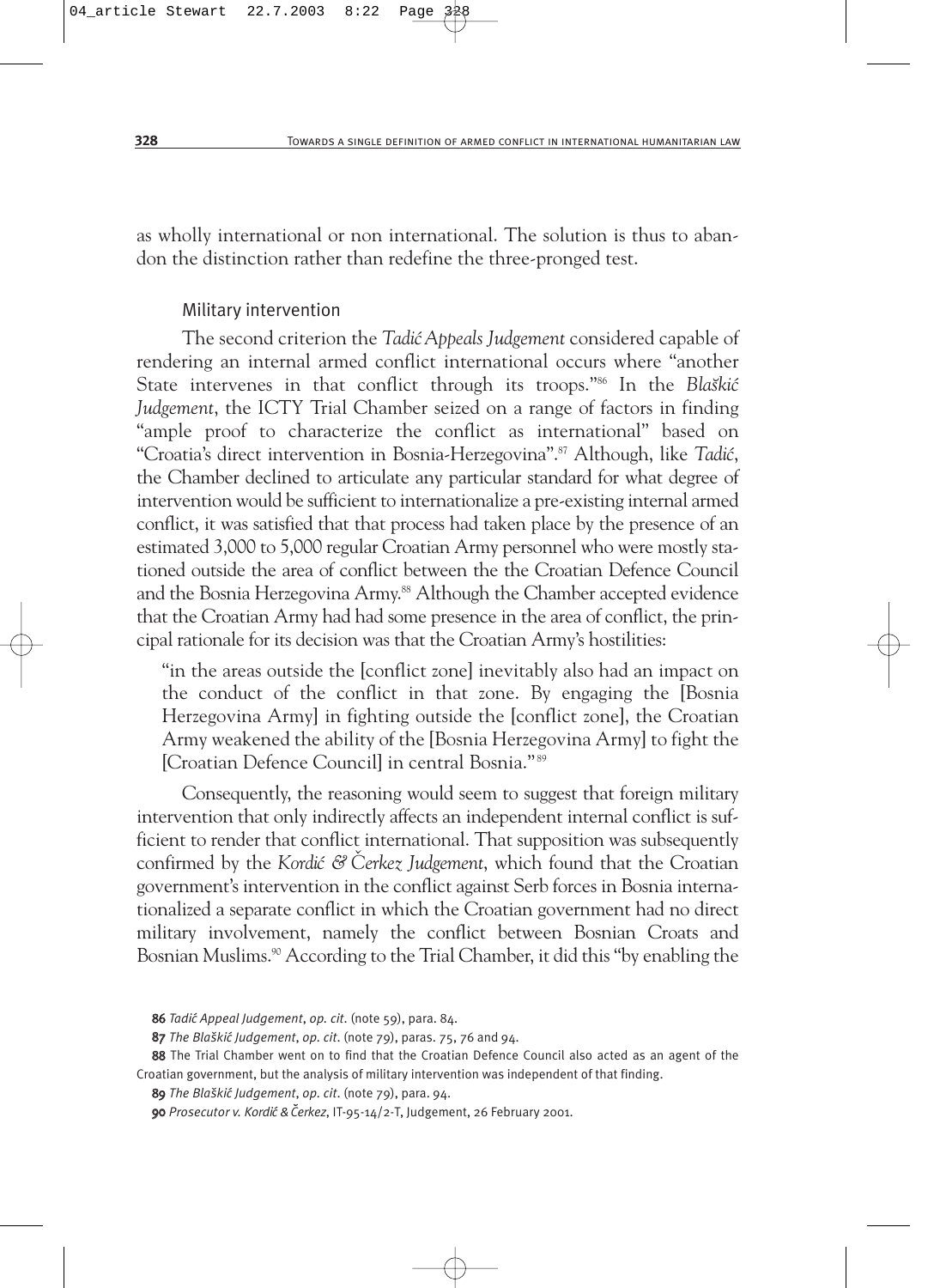as wholly international or non international. The solution is thus to abandon the distinction rather than redefine the three-pronged test.

### Military intervention

The second criterion the *Tadić Appeals Judgement* considered capable of rendering an internal armed conflict international occurs where "another State intervenes in that conflict through its troops."[86] In the *Blaškić Judgement*, the ICTY Trial Chamber seized on a range of factors in finding "ample proof to characterize the conflict as international" based on "Croatia's direct intervention in Bosnia-Herzegovina".[87] Although, like *Tadić*, the Chamber declined to articulate any particular standard for what degree of intervention would be sufficient to internationalize a pre-existing internal armed conflict, it was satisfied that that process had taken place by the presence of an estimated 3,000 to 5,000 regular Croatian Army personnel who were mostly stationed outside the area of conflict between the the Croatian Defence Council and the Bosnia Herzegovina Army.[88] Although the Chamber accepted evidence that the Croatian Army had had some presence in the area of conflict, the principal rationale for its decision was that the Croatian Army's hostilities:

> "in the areas outside the [conflict zone] inevitably also had an impact on the conduct of the conflict in that zone. By engaging the [Bosnia Herzegovina Army] in fighting outside the [conflict zone], the Croatian Army weakened the ability of the [Bosnia Herzegovina Army] to fight the [Croatian Defence Council] in central Bosnia."[89]

Consequently, the reasoning would seem to suggest that foreign military intervention that only indirectly affects an independent internal conflict is sufficient to render that conflict international. That supposition was subsequently confirmed by the *Kordić & Čerkez Judgement*, which found that the Croatian government's intervention in the conflict against Serb forces in Bosnia internationalized a separate conflict in which the Croatian government had no direct military involvement, namely the conflict between Bosnian Croats and Bosnian Muslims.[90] According to the Trial Chamber, it did this "by enabling the

**86** *Tadić Appeal Judgement*, *op. cit.* (note 59), para. 84.

**87** *The Blaškić Judgement*, *op. cit.* (note 79), paras. 75, 76 and 94.

**88** The Trial Chamber went on to find that the Croatian Defence Council also acted as an agent of the Croatian government, but the analysis of military intervention was independent of that finding.

**89** *The Blaškić Judgement*, *op. cit.* (note 79), para. 94.

**90** *Prosecutor v. Kordić & Čerkez*, IT-95-14/2-T, Judgement, 26 February 2001.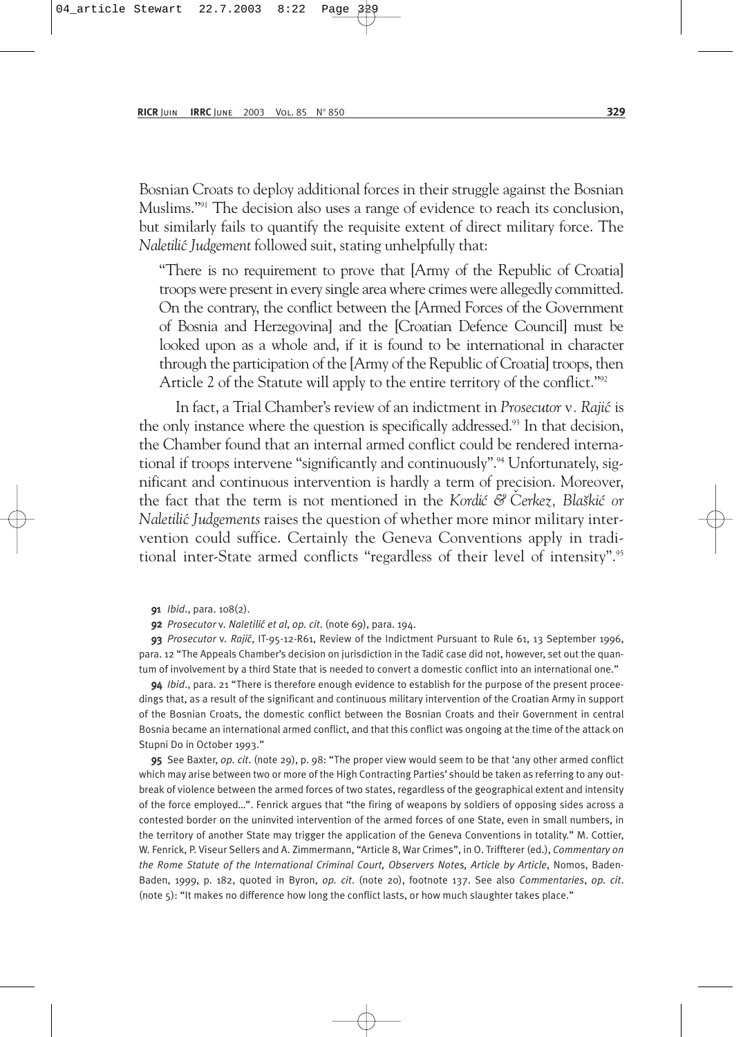Bosnian Croats to deploy additional forces in their struggle against the Bosnian Muslims."[91] The decision also uses a range of evidence to reach its conclusion, but similarly fails to quantify the requisite extent of direct military force. The *Naletilić Judgement* followed suit, stating unhelpfully that:

> "There is no requirement to prove that [Army of the Republic of Croatia] troops were present in every single area where crimes were allegedly committed. On the contrary, the conflict between the [Armed Forces of the Government of Bosnia and Herzegovina] and the [Croatian Defence Council] must be looked upon as a whole and, if it is found to be international in character through the participation of the [Army of the Republic of Croatia] troops, then Article 2 of the Statute will apply to the entire territory of the conflict."[92]

In fact, a Trial Chamber's review of an indictment in *Prosecutor* v. *Rajić* is the only instance where the question is specifically addressed.[93] In that decision, the Chamber found that an internal armed conflict could be rendered international if troops intervene "significantly and continuously".[94] Unfortunately, significant and continuous intervention is hardly a term of precision. Moreover, the fact that the term is not mentioned in the *Kordić & Čerkez, Blaškić or Naletilić Judgements* raises the question of whether more minor military intervention could suffice. Certainly the Geneva Conventions apply in traditional inter-State armed conflicts "regardless of their level of intensity".[95]

**91** *Ibid*., para. 108(2).

**92** *Prosecutor* v. *Naletilić et al*, *op. cit.* (note 69), para. 194.

**93** *Prosecutor* v. *Rajić*, IT-95-12-R61, Review of the Indictment Pursuant to Rule 61, 13 September 1996, para. 12 "The Appeals Chamber's decision on jurisdiction in the Tadić case did not, however, set out the quantum of involvement by a third State that is needed to convert a domestic conflict into an international one."

**94** *Ibid*., para. 21 "There is therefore enough evidence to establish for the purpose of the present proceedings that, as a result of the significant and continuous military intervention of the Croatian Army in support of the Bosnian Croats, the domestic conflict between the Bosnian Croats and their Government in central Bosnia became an international armed conflict, and that this conflict was ongoing at the time of the attack on Stupni Do in October 1993."

**95** See Baxter, *op. cit.* (note 29), p. 98: "The proper view would seem to be that 'any other armed conflict which may arise between two or more of the High Contracting Parties' should be taken as referring to any outbreak of violence between the armed forces of two states, regardless of the geographical extent and intensity of the force employed…". Fenrick argues that "the firing of weapons by soldiers of opposing sides across a contested border on the uninvited intervention of the armed forces of one State, even in small numbers, in the territory of another State may trigger the application of the Geneva Conventions in totality." M. Cottier, W. Fenrick, P. Viseur Sellers and A. Zimmermann, "Article 8, War Crimes", in O. Triffterer (ed.), *Commentary on the Rome Statute of the International Criminal Court, Observers Notes, Article by Article*, Nomos, Baden-Baden, 1999, p. 182, quoted in Byron, *op. cit.* (note 20), footnote 137. See also *Commentaries*, *op. cit.* (note 5): "It makes no difference how long the conflict lasts, or how much slaughter takes place."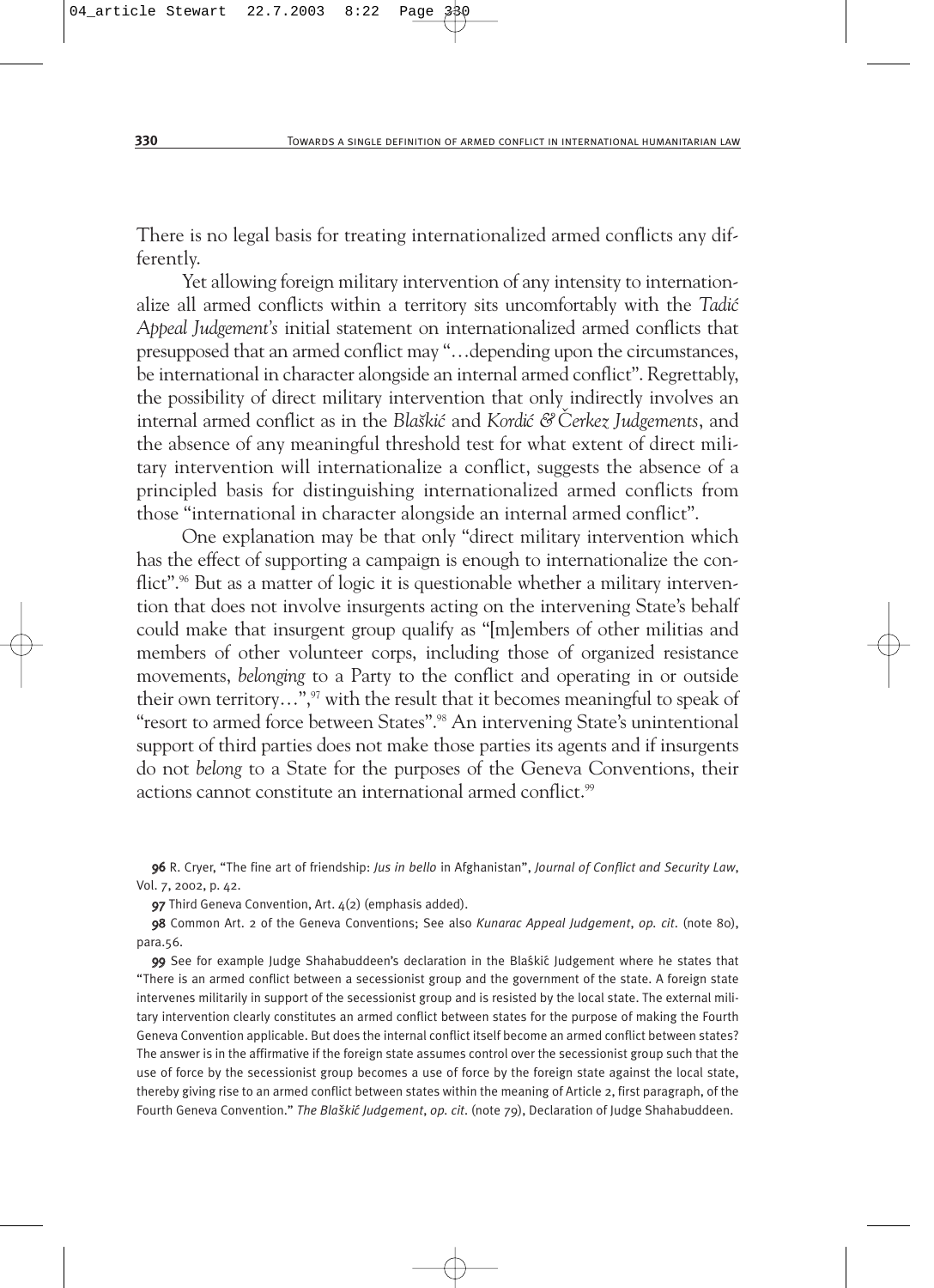There is no legal basis for treating internationalized armed conflicts any differently.

Yet allowing foreign military intervention of any intensity to internationalize all armed conflicts within a territory sits uncomfortably with the *Tadić Appeal Judgement's* initial statement on internationalized armed conflicts that presupposed that an armed conflict may "…depending upon the circumstances, be international in character alongside an internal armed conflict". Regrettably, the possibility of direct military intervention that only indirectly involves an internal armed conflict as in the *Blaškić* and *Kordić & Čerkez Judgements*, and the absence of any meaningful threshold test for what extent of direct military intervention will internationalize a conflict, suggests the absence of a principled basis for distinguishing internationalized armed conflicts from those "international in character alongside an internal armed conflict".

One explanation may be that only "direct military intervention which has the effect of supporting a campaign is enough to internationalize the conflict".[96] But as a matter of logic it is questionable whether a military intervention that does not involve insurgents acting on the intervening State's behalf could make that insurgent group qualify as "[m]embers of other militias and members of other volunteer corps, including those of organized resistance movements, *belonging* to a Party to the conflict and operating in or outside their own territory…",[97] with the result that it becomes meaningful to speak of "resort to armed force between States".[98] An intervening State's unintentional support of third parties does not make those parties its agents and if insurgents do not *belong* to a State for the purposes of the Geneva Conventions, their actions cannot constitute an international armed conflict.[99]

**96** R. Cryer, "The fine art of friendship: *Jus in bello* in Afghanistan", *Journal of Conflict and Security Law*, Vol. 7, 2002, p. 42.

**97** Third Geneva Convention, Art. 4(2) (emphasis added).

**98** Common Art. 2 of the Geneva Conventions; See also *Kunarac Appeal Judgement*, *op. cit.* (note 80), para.56.

**99** See for example Judge Shahabuddeen's declaration in the Blaškić Judgement where he states that "There is an armed conflict between a secessionist group and the government of the state. A foreign state intervenes militarily in support of the secessionist group and is resisted by the local state. The external military intervention clearly constitutes an armed conflict between states for the purpose of making the Fourth Geneva Convention applicable. But does the internal conflict itself become an armed conflict between states? The answer is in the affirmative if the foreign state assumes control over the secessionist group such that the use of force by the secessionist group becomes a use of force by the foreign state against the local state, thereby giving rise to an armed conflict between states within the meaning of Article 2, first paragraph, of the Fourth Geneva Convention." *The Blaškić Judgement*, *op. cit.* (note 79), Declaration of Judge Shahabuddeen.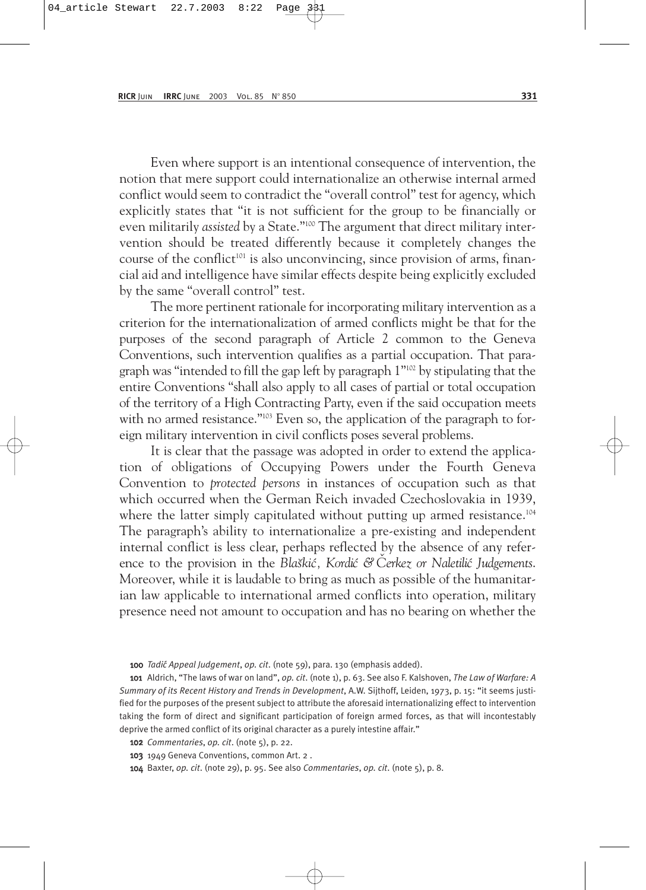Even where support is an intentional consequence of intervention, the notion that mere support could internationalize an otherwise internal armed conflict would seem to contradict the "overall control" test for agency, which explicitly states that "it is not sufficient for the group to be financially or even militarily *assisted* by a State."[100] The argument that direct military intervention should be treated differently because it completely changes the course of the conflict[101] is also unconvincing, since provision of arms, financial aid and intelligence have similar effects despite being explicitly excluded by the same "overall control" test.

The more pertinent rationale for incorporating military intervention as a criterion for the internationalization of armed conflicts might be that for the purposes of the second paragraph of Article 2 common to the Geneva Conventions, such intervention qualifies as a partial occupation. That paragraph was "intended to fill the gap left by paragraph 1"[102] by stipulating that the entire Conventions "shall also apply to all cases of partial or total occupation of the territory of a High Contracting Party, even if the said occupation meets with no armed resistance."[103] Even so, the application of the paragraph to foreign military intervention in civil conflicts poses several problems.

It is clear that the passage was adopted in order to extend the application of obligations of Occupying Powers under the Fourth Geneva Convention to *protected persons* in instances of occupation such as that which occurred when the German Reich invaded Czechoslovakia in 1939, where the latter simply capitulated without putting up armed resistance.[104] The paragraph's ability to internationalize a pre-existing and independent internal conflict is less clear, perhaps reflected by the absence of any reference to the provision in the *Blaškić, Kordić & Čerkez or Naletilić Judgements*. Moreover, while it is laudable to bring as much as possible of the humanitarian law applicable to international armed conflicts into operation, military presence need not amount to occupation and has no bearing on whether the

---

100 *Tadić Appeal Judgement*, *op. cit.* (note 59), para. 130 (emphasis added).

101 Aldrich, "The laws of war on land", *op. cit.* (note 1), p. 63. See also F. Kalshoven, *The Law of Warfare: A Summary of its Recent History and Trends in Development*, A.W. Sijthoff, Leiden, 1973, p. 15: "it seems justified for the purposes of the present subject to attribute the aforesaid internationalizing effect to intervention taking the form of direct and significant participation of foreign armed forces, as that will incontestably deprive the armed conflict of its original character as a purely intestine affair."

102 *Commentaries*, *op. cit.* (note 5), p. 22.

103 1949 Geneva Conventions, common Art. 2 .

104 Baxter, *op. cit.* (note 29), p. 95. See also *Commentaries*, *op. cit.* (note 5), p. 8.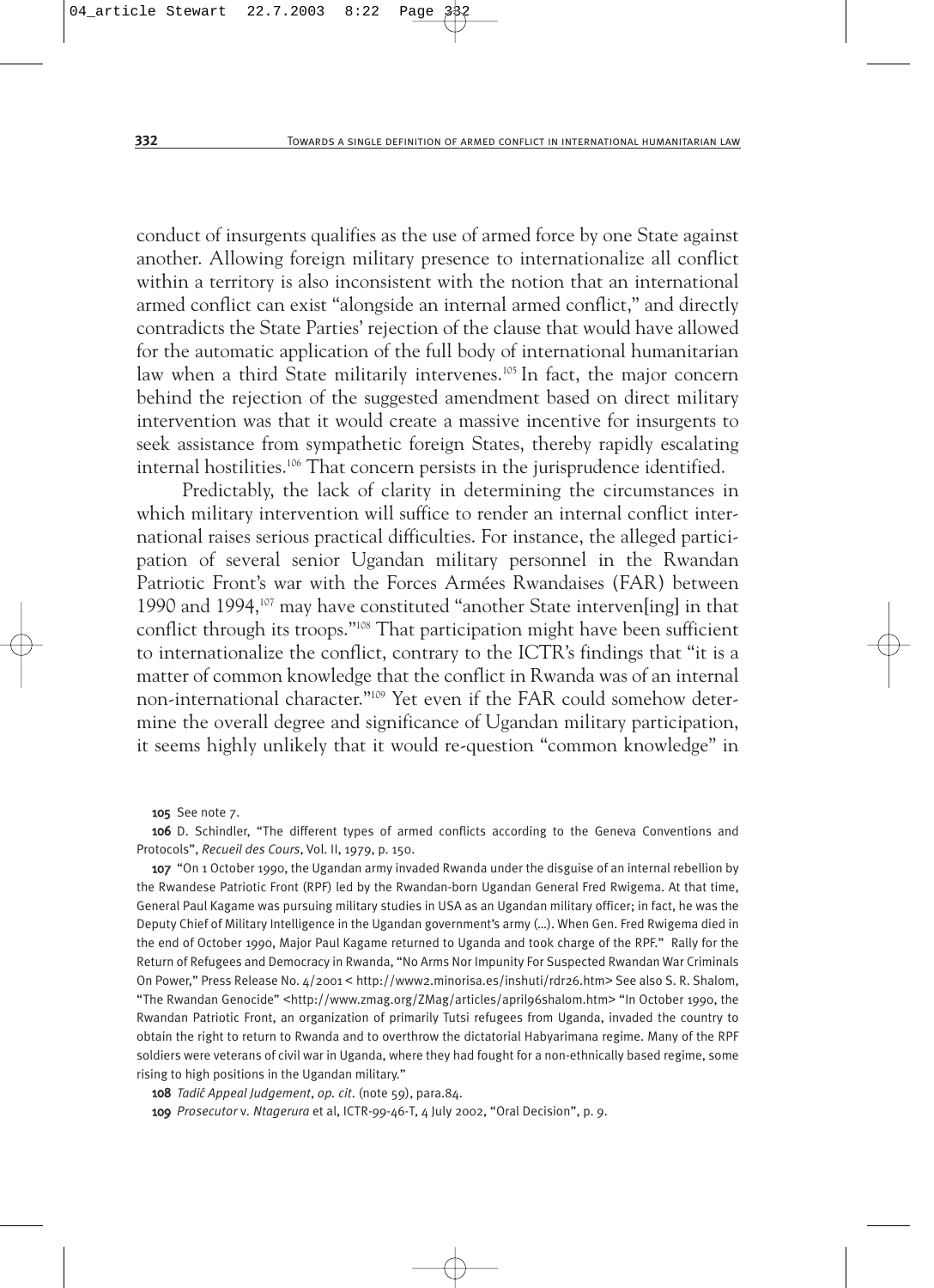conduct of insurgents qualifies as the use of armed force by one State against another. Allowing foreign military presence to internationalize all conflict within a territory is also inconsistent with the notion that an international armed conflict can exist "alongside an internal armed conflict," and directly contradicts the State Parties' rejection of the clause that would have allowed for the automatic application of the full body of international humanitarian law when a third State militarily intervenes.[105] In fact, the major concern behind the rejection of the suggested amendment based on direct military intervention was that it would create a massive incentive for insurgents to seek assistance from sympathetic foreign States, thereby rapidly escalating internal hostilities.[106] That concern persists in the jurisprudence identified.

Predictably, the lack of clarity in determining the circumstances in which military intervention will suffice to render an internal conflict international raises serious practical difficulties. For instance, the alleged participation of several senior Ugandan military personnel in the Rwandan Patriotic Front's war with the Forces Armées Rwandaises (FAR) between 1990 and 1994,[107] may have constituted "another State interven[ing] in that conflict through its troops."[108] That participation might have been sufficient to internationalize the conflict, contrary to the ICTR's findings that "it is a matter of common knowledge that the conflict in Rwanda was of an internal non-international character."[109] Yet even if the FAR could somehow determine the overall degree and significance of Ugandan military participation, it seems highly unlikely that it would re-question "common knowledge" in

**105** See note 7.

**106** D. Schindler, "The different types of armed conflicts according to the Geneva Conventions and Protocols", *Recueil des Cours*, Vol. II, 1979, p. 150.

**107** "On 1 October 1990, the Ugandan army invaded Rwanda under the disguise of an internal rebellion by the Rwandese Patriotic Front (RPF) led by the Rwandan-born Ugandan General Fred Rwigema. At that time, General Paul Kagame was pursuing military studies in USA as an Ugandan military officer; in fact, he was the Deputy Chief of Military Intelligence in the Ugandan government's army (...). When Gen. Fred Rwigema died in the end of October 1990, Major Paul Kagame returned to Uganda and took charge of the RPF." Rally for the Return of Refugees and Democracy in Rwanda, "No Arms Nor Impunity For Suspected Rwandan War Criminals On Power," Press Release No. 4/2001 < http://www2.minorisa.es/inshuti/rdr26.htm> See also S. R. Shalom, "The Rwandan Genocide" <http://www.zmag.org/ZMag/articles/april96shalom.htm> "In October 1990, the Rwandan Patriotic Front, an organization of primarily Tutsi refugees from Uganda, invaded the country to obtain the right to return to Rwanda and to overthrow the dictatorial Habyarimana regime. Many of the RPF soldiers were veterans of civil war in Uganda, where they had fought for a non-ethnically based regime, some rising to high positions in the Ugandan military."

**108** *Tadić Appeal Judgement*, *op. cit.* (note 59), para.84.

**109** *Prosecutor* v. *Ntagerura* et al, ICTR-99-46-T, 4 July 2002, "Oral Decision", p. 9.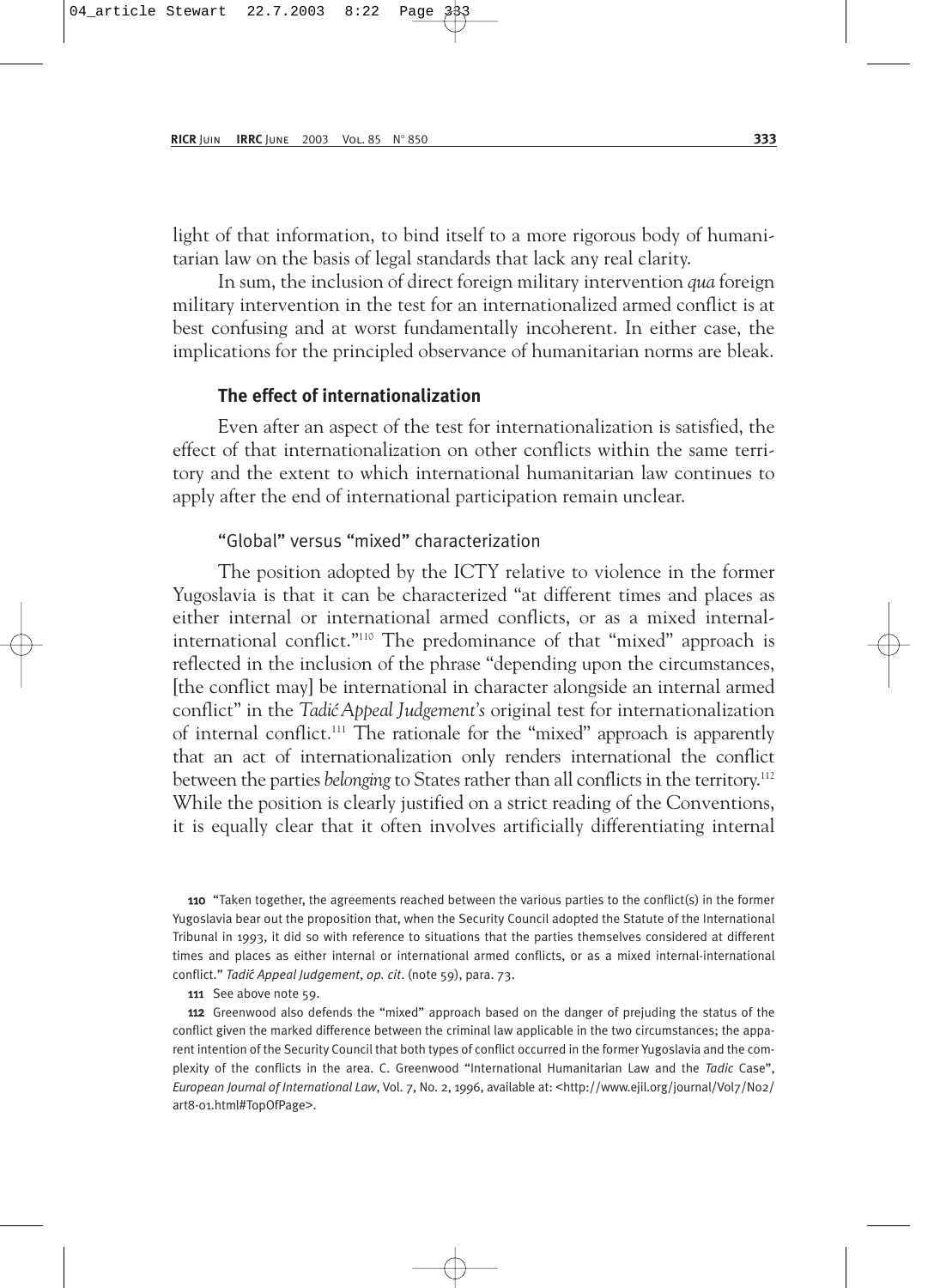light of that information, to bind itself to a more rigorous body of humanitarian law on the basis of legal standards that lack any real clarity.

In sum, the inclusion of direct foreign military intervention *qua* foreign military intervention in the test for an internationalized armed conflict is at best confusing and at worst fundamentally incoherent. In either case, the implications for the principled observance of humanitarian norms are bleak.

### The effect of internationalization

Even after an aspect of the test for internationalization is satisfied, the effect of that internationalization on other conflicts within the same territory and the extent to which international humanitarian law continues to apply after the end of international participation remain unclear.

#### "Global" versus "mixed" characterization

The position adopted by the ICTY relative to violence in the former Yugoslavia is that it can be characterized "at different times and places as either internal or international armed conflicts, or as a mixed internal-international conflict."[110] The predominance of that "mixed" approach is reflected in the inclusion of the phrase "depending upon the circumstances, [the conflict may] be international in character alongside an internal armed conflict" in the *Tadić Appeal Judgement's* original test for internationalization of internal conflict.[111] The rationale for the "mixed" approach is apparently that an act of internationalization only renders international the conflict between the parties *belonging* to States rather than all conflicts in the territory.[112] While the position is clearly justified on a strict reading of the Conventions, it is equally clear that it often involves artificially differentiating internal

**110** "Taken together, the agreements reached between the various parties to the conflict(s) in the former Yugoslavia bear out the proposition that, when the Security Council adopted the Statute of the International Tribunal in 1993, it did so with reference to situations that the parties themselves considered at different times and places as either internal or international armed conflicts, or as a mixed internal-international conflict." *Tadić Appeal Judgement*, *op. cit*. (note 59), para. 73.

**111** See above note 59.

**112** Greenwood also defends the "mixed" approach based on the danger of prejuding the status of the conflict given the marked difference between the criminal law applicable in the two circumstances; the apparent intention of the Security Council that both types of conflict occurred in the former Yugoslavia and the complexity of the conflicts in the area. C. Greenwood "International Humanitarian Law and the *Tadic* Case", *European Journal of International Law*, Vol. 7, No. 2, 1996, available at: <http://www.ejil.org/journal/Vol7/No2/art8-01.html#TopOfPage>.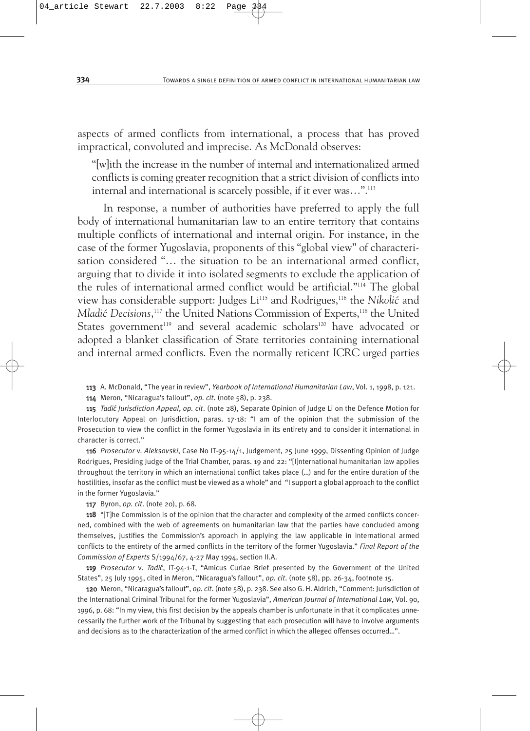aspects of armed conflicts from international, a process that has proved impractical, convoluted and imprecise. As McDonald observes:

> "[w]ith the increase in the number of internal and internationalized armed conflicts is coming greater recognition that a strict division of conflicts into internal and international is scarcely possible, if it ever was…".[113]

In response, a number of authorities have preferred to apply the full body of international humanitarian law to an entire territory that contains multiple conflicts of international and internal origin. For instance, in the case of the former Yugoslavia, proponents of this "global view" of characterisation considered "… the situation to be an international armed conflict, arguing that to divide it into isolated segments to exclude the application of the rules of international armed conflict would be artificial."[114] The global view has considerable support: Judges Li[115] and Rodrigues,[116] the *Nikolić* and *Mladić Decisions*,[117] the United Nations Commission of Experts,[118] the United States government[119] and several academic scholars[120] have advocated or adopted a blanket classification of State territories containing international and internal armed conflicts. Even the normally reticent ICRC urged parties

---

**113** A. McDonald, "The year in review", *Yearbook of International Humanitarian Law*, Vol. 1, 1998, p. 121.

**114** Meron, "Nicaragua's fallout", *op. cit.* (note 58), p. 238.

**115** *Tadić Jurisdiction Appeal*, *op. cit.* (note 28), Separate Opinion of Judge Li on the Defence Motion for Interlocutory Appeal on Jurisdiction, paras. 17-18: "I am of the opinion that the submission of the Prosecution to view the conflict in the former Yugoslavia in its entirety and to consider it international in character is correct."

**116** *Prosecutor* v. *Aleksovski*, Case No IT-95-14/1, Judgement, 25 June 1999, Dissenting Opinion of Judge Rodrigues, Presiding Judge of the Trial Chamber, paras. 19 and 22: "[I]nternational humanitarian law applies throughout the territory in which an international conflict takes place (…) and for the entire duration of the hostilities, insofar as the conflict must be viewed as a whole" and "I support a global approach to the conflict in the former Yugoslavia."

**117** Byron, *op. cit.* (note 20), p. 68.

**118** "[T]he Commission is of the opinion that the character and complexity of the armed conflicts concerned, combined with the web of agreements on humanitarian law that the parties have concluded among themselves, justifies the Commission's approach in applying the law applicable in international armed conflicts to the entirety of the armed conflicts in the territory of the former Yugoslavia." *Final Report of the Commission of Experts* S/1994/67, 4-27 May 1994, section II.A.

**119** *Prosecutor* v. *Tadić*, IT-94-1-T, "Amicus Curiae Brief presented by the Government of the United States", 25 July 1995, cited in Meron, "Nicaragua's fallout", *op. cit.* (note 58), pp. 26-34, footnote 15.

**120** Meron, "Nicaragua's fallout", *op. cit.* (note 58), p. 238. See also G. H. Aldrich, "Comment: Jurisdiction of the International Criminal Tribunal for the former Yugoslavia", *American Journal of International Law*, Vol. 90, 1996, p. 68: "In my view, this first decision by the appeals chamber is unfortunate in that it complicates unnecessarily the further work of the Tribunal by suggesting that each prosecution will have to involve arguments and decisions as to the characterization of the armed conflict in which the alleged offenses occurred…".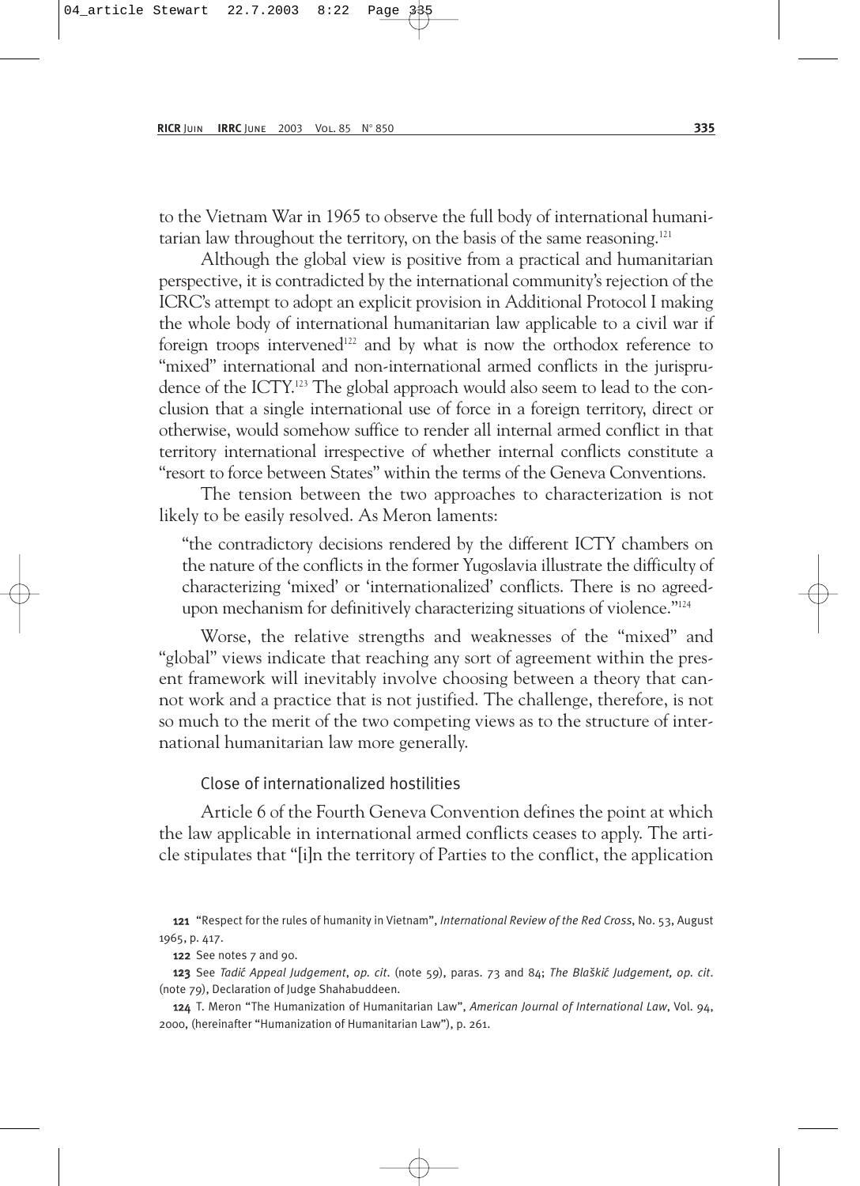to the Vietnam War in 1965 to observe the full body of international humanitarian law throughout the territory, on the basis of the same reasoning.[121]

Although the global view is positive from a practical and humanitarian perspective, it is contradicted by the international community's rejection of the ICRC's attempt to adopt an explicit provision in Additional Protocol I making the whole body of international humanitarian law applicable to a civil war if foreign troops intervened[122] and by what is now the orthodox reference to "mixed" international and non-international armed conflicts in the jurisprudence of the ICTY.[123] The global approach would also seem to lead to the conclusion that a single international use of force in a foreign territory, direct or otherwise, would somehow suffice to render all internal armed conflict in that territory international irrespective of whether internal conflicts constitute a "resort to force between States" within the terms of the Geneva Conventions.

The tension between the two approaches to characterization is not likely to be easily resolved. As Meron laments:

> "the contradictory decisions rendered by the different ICTY chambers on the nature of the conflicts in the former Yugoslavia illustrate the difficulty of characterizing 'mixed' or 'internationalized' conflicts. There is no agreed-upon mechanism for definitively characterizing situations of violence."[124]

Worse, the relative strengths and weaknesses of the "mixed" and "global" views indicate that reaching any sort of agreement within the present framework will inevitably involve choosing between a theory that cannot work and a practice that is not justified. The challenge, therefore, is not so much to the merit of the two competing views as to the structure of international humanitarian law more generally.

### Close of internationalized hostilities

Article 6 of the Fourth Geneva Convention defines the point at which the law applicable in international armed conflicts ceases to apply. The article stipulates that "[i]n the territory of Parties to the conflict, the application

---

**121** "Respect for the rules of humanity in Vietnam", *International Review of the Red Cross*, No. 53, August 1965, p. 417.

**122** See notes 7 and 90.

**123** See *Tadić Appeal Judgement*, *op. cit.* (note 59), paras. 73 and 84; *The Blaškić Judgement, op. cit.* (note 79), Declaration of Judge Shahabuddeen.

**124** T. Meron "The Humanization of Humanitarian Law", *American Journal of International Law*, Vol. 94, 2000, (hereinafter "Humanization of Humanitarian Law"), p. 261.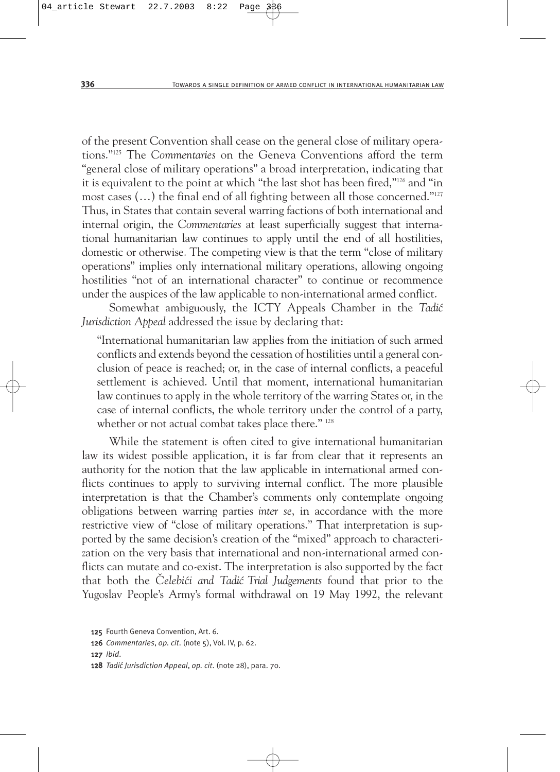of the present Convention shall cease on the general close of military operations."[125] The *Commentaries* on the Geneva Conventions afford the term "general close of military operations" a broad interpretation, indicating that it is equivalent to the point at which "the last shot has been fired,"[126] and "in most cases (…) the final end of all fighting between all those concerned."[127] Thus, in States that contain several warring factions of both international and internal origin, the *Commentaries* at least superficially suggest that international humanitarian law continues to apply until the end of all hostilities, domestic or otherwise. The competing view is that the term "close of military operations" implies only international military operations, allowing ongoing hostilities "not of an international character" to continue or recommence under the auspices of the law applicable to non-international armed conflict.

Somewhat ambiguously, the ICTY Appeals Chamber in the *Tadić Jurisdiction Appeal* addressed the issue by declaring that:

> "International humanitarian law applies from the initiation of such armed conflicts and extends beyond the cessation of hostilities until a general conclusion of peace is reached; or, in the case of internal conflicts, a peaceful settlement is achieved. Until that moment, international humanitarian law continues to apply in the whole territory of the warring States or, in the case of internal conflicts, the whole territory under the control of a party, whether or not actual combat takes place there." [128]

While the statement is often cited to give international humanitarian law its widest possible application, it is far from clear that it represents an authority for the notion that the law applicable in international armed conflicts continues to apply to surviving internal conflict. The more plausible interpretation is that the Chamber's comments only contemplate ongoing obligations between warring parties *inter se*, in accordance with the more restrictive view of "close of military operations." That interpretation is supported by the same decision's creation of the "mixed" approach to characterization on the very basis that international and non-international armed conflicts can mutate and co-exist. The interpretation is also supported by the fact that both the *Čelebići and Tadić Trial Judgements* found that prior to the Yugoslav People's Army's formal withdrawal on 19 May 1992, the relevant

125 Fourth Geneva Convention, Art. 6.

126 *Commentaries*, *op. cit.* (note 5), Vol. IV, p. 62.

127 *Ibid*.

128 *Tadić Jurisdiction Appeal*, *op. cit.* (note 28), para. 70.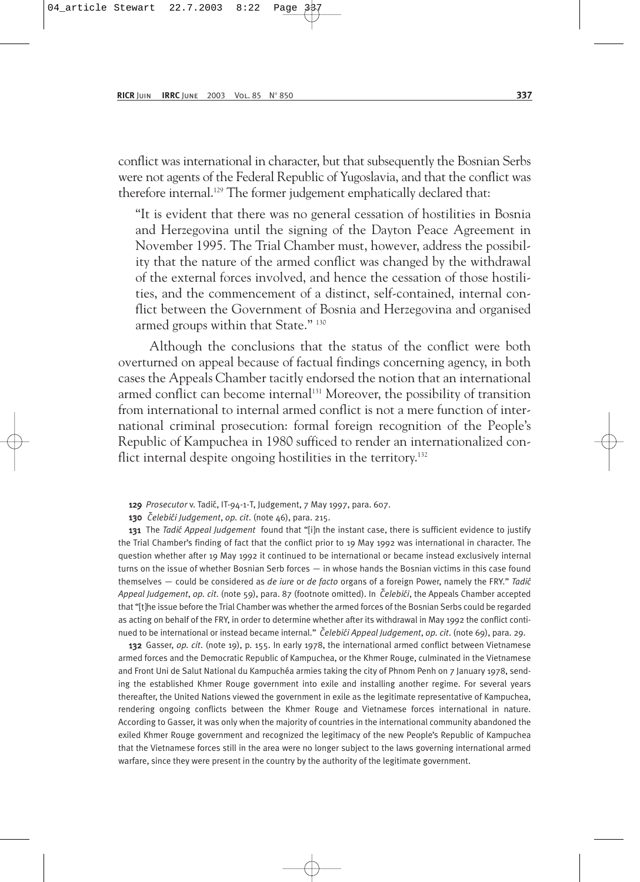conflict was international in character, but that subsequently the Bosnian Serbs were not agents of the Federal Republic of Yugoslavia, and that the conflict was therefore internal.[129] The former judgement emphatically declared that:

> "It is evident that there was no general cessation of hostilities in Bosnia and Herzegovina until the signing of the Dayton Peace Agreement in November 1995. The Trial Chamber must, however, address the possibility that the nature of the armed conflict was changed by the withdrawal of the external forces involved, and hence the cessation of those hostilities, and the commencement of a distinct, self-contained, internal conflict between the Government of Bosnia and Herzegovina and organised armed groups within that State." [130]

Although the conclusions that the status of the conflict were both overturned on appeal because of factual findings concerning agency, in both cases the Appeals Chamber tacitly endorsed the notion that an international armed conflict can become internal[131] Moreover, the possibility of transition from international to internal armed conflict is not a mere function of international criminal prosecution: formal foreign recognition of the People's Republic of Kampuchea in 1980 sufficed to render an internationalized conflict internal despite ongoing hostilities in the territory.[132]

---

**129** *Prosecutor* v. Tadić, IT-94-1-T, Judgement, 7 May 1997, para. 607.

**130** *Čelebići Judgement*, *op. cit.* (note 46), para. 215.

**131** The *Tadić Appeal Judgement* found that "[i]n the instant case, there is sufficient evidence to justify the Trial Chamber's finding of fact that the conflict prior to 19 May 1992 was international in character. The question whether after 19 May 1992 it continued to be international or became instead exclusively internal turns on the issue of whether Bosnian Serb forces — in whose hands the Bosnian victims in this case found themselves — could be considered as *de iure* or *de facto* organs of a foreign Power, namely the FRY." *Tadić Appeal Judgement*, *op. cit.* (note 59), para. 87 (footnote omitted). In *Čelebići*, the Appeals Chamber accepted that "[t]he issue before the Trial Chamber was whether the armed forces of the Bosnian Serbs could be regarded as acting on behalf of the FRY, in order to determine whether after its withdrawal in May 1992 the conflict continued to be international or instead became internal." *Čelebići Appeal Judgement*, *op. cit.* (note 69), para. 29.

**132** Gasser, *op. cit.* (note 19), p. 155. In early 1978, the international armed conflict between Vietnamese armed forces and the Democratic Republic of Kampuchea, or the Khmer Rouge, culminated in the Vietnamese and Front Uni de Salut National du Kampuchéa armies taking the city of Phnom Penh on 7 January 1978, sending the established Khmer Rouge government into exile and installing another regime. For several years thereafter, the United Nations viewed the government in exile as the legitimate representative of Kampuchea, rendering ongoing conflicts between the Khmer Rouge and Vietnamese forces international in nature. According to Gasser, it was only when the majority of countries in the international community abandoned the exiled Khmer Rouge government and recognized the legitimacy of the new People's Republic of Kampuchea that the Vietnamese forces still in the area were no longer subject to the laws governing international armed warfare, since they were present in the country by the authority of the legitimate government.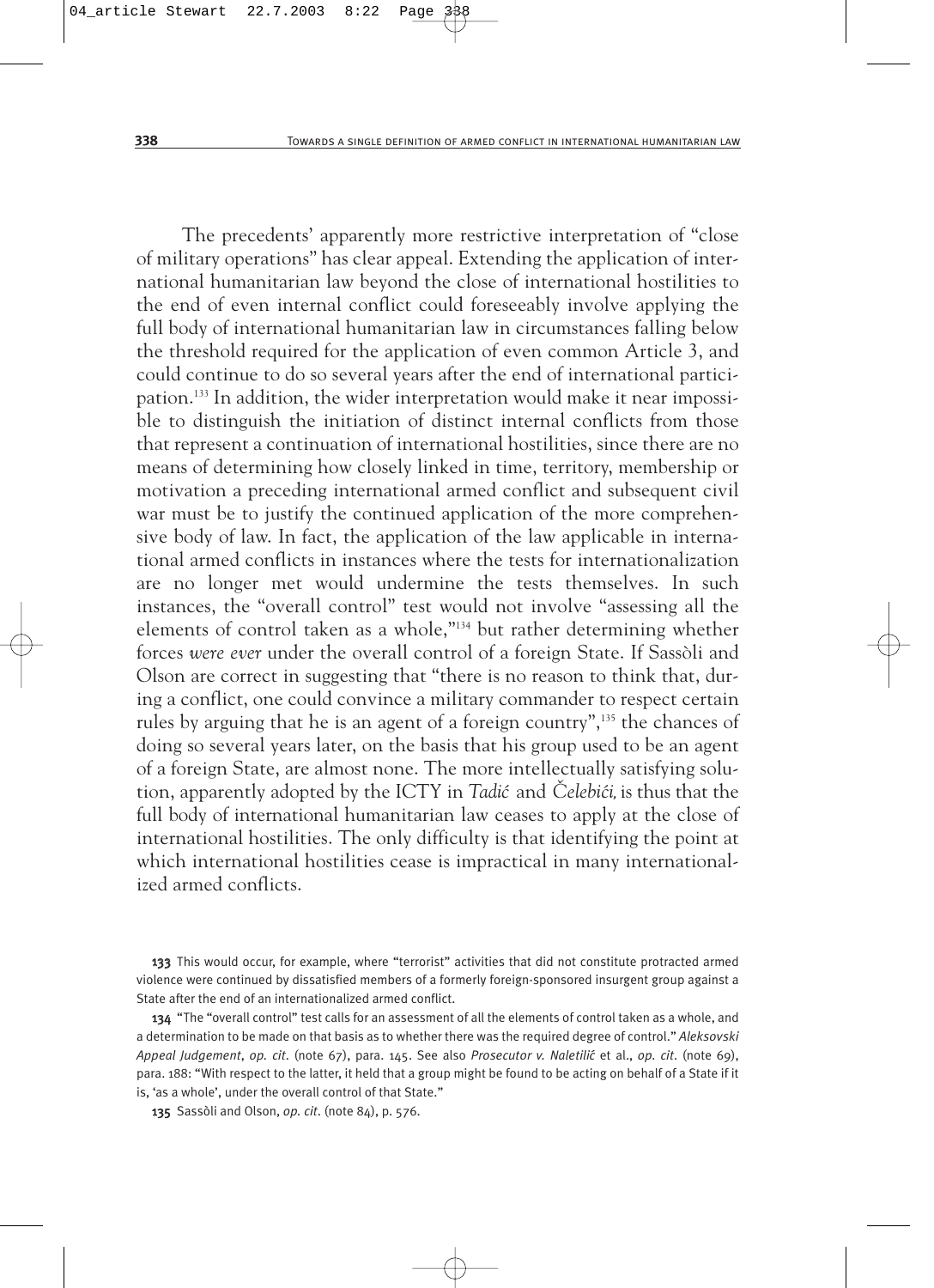The precedents' apparently more restrictive interpretation of "close of military operations" has clear appeal. Extending the application of international humanitarian law beyond the close of international hostilities to the end of even internal conflict could foreseeably involve applying the full body of international humanitarian law in circumstances falling below the threshold required for the application of even common Article 3, and could continue to do so several years after the end of international participation.[133] In addition, the wider interpretation would make it near impossible to distinguish the initiation of distinct internal conflicts from those that represent a continuation of international hostilities, since there are no means of determining how closely linked in time, territory, membership or motivation a preceding international armed conflict and subsequent civil war must be to justify the continued application of the more comprehensive body of law. In fact, the application of the law applicable in international armed conflicts in instances where the tests for internationalization are no longer met would undermine the tests themselves. In such instances, the "overall control" test would not involve "assessing all the elements of control taken as a whole,"[134] but rather determining whether forces *were ever* under the overall control of a foreign State. If Sassòli and Olson are correct in suggesting that "there is no reason to think that, during a conflict, one could convince a military commander to respect certain rules by arguing that he is an agent of a foreign country",[135] the chances of doing so several years later, on the basis that his group used to be an agent of a foreign State, are almost none. The more intellectually satisfying solution, apparently adopted by the ICTY in *Tadić* and *Čelebići,* is thus that the full body of international humanitarian law ceases to apply at the close of international hostilities. The only difficulty is that identifying the point at which international hostilities cease is impractical in many internationalized armed conflicts.

**133** This would occur, for example, where "terrorist" activities that did not constitute protracted armed violence were continued by dissatisfied members of a formerly foreign-sponsored insurgent group against a State after the end of an internationalized armed conflict.

**134** "The "overall control" test calls for an assessment of all the elements of control taken as a whole, and a determination to be made on that basis as to whether there was the required degree of control." *Aleksovski Appeal Judgement*, *op. cit.* (note 67), para. 145. See also *Prosecutor v. Naletilić* et al., *op. cit.* (note 69), para. 188: "With respect to the latter, it held that a group might be found to be acting on behalf of a State if it is, 'as a whole', under the overall control of that State."

**135** Sassòli and Olson, *op. cit.* (note 84), p. 576.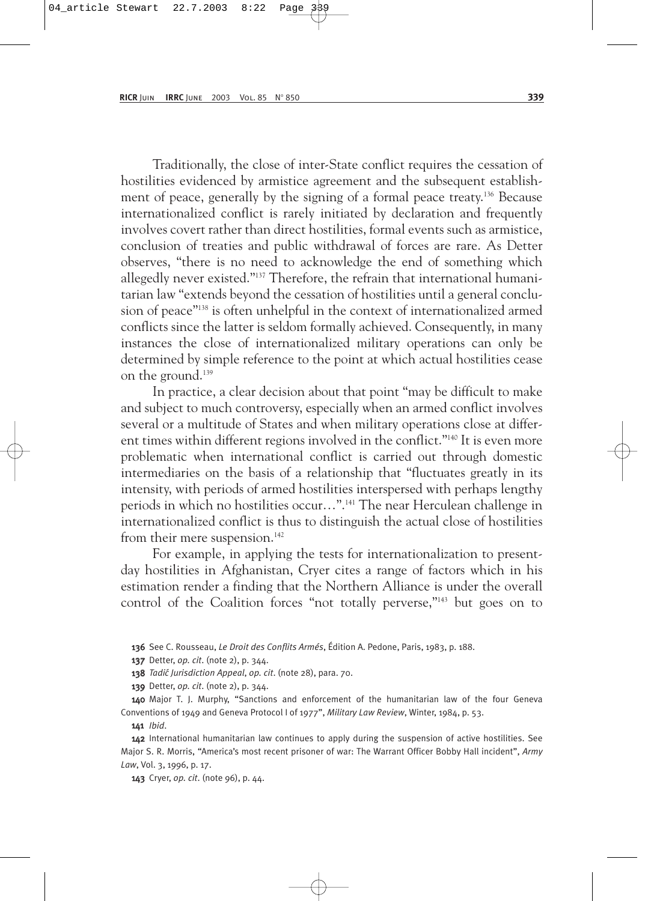Traditionally, the close of inter-State conflict requires the cessation of hostilities evidenced by armistice agreement and the subsequent establishment of peace, generally by the signing of a formal peace treaty.[136] Because internationalized conflict is rarely initiated by declaration and frequently involves covert rather than direct hostilities, formal events such as armistice, conclusion of treaties and public withdrawal of forces are rare. As Detter observes, "there is no need to acknowledge the end of something which allegedly never existed."[137] Therefore, the refrain that international humanitarian law "extends beyond the cessation of hostilities until a general conclusion of peace"[138] is often unhelpful in the context of internationalized armed conflicts since the latter is seldom formally achieved. Consequently, in many instances the close of internationalized military operations can only be determined by simple reference to the point at which actual hostilities cease on the ground.[139]

In practice, a clear decision about that point "may be difficult to make and subject to much controversy, especially when an armed conflict involves several or a multitude of States and when military operations close at different times within different regions involved in the conflict."[140] It is even more problematic when international conflict is carried out through domestic intermediaries on the basis of a relationship that "fluctuates greatly in its intensity, with periods of armed hostilities interspersed with perhaps lengthy periods in which no hostilities occur…".[141] The near Herculean challenge in internationalized conflict is thus to distinguish the actual close of hostilities from their mere suspension.[142]

For example, in applying the tests for internationalization to present-day hostilities in Afghanistan, Cryer cites a range of factors which in his estimation render a finding that the Northern Alliance is under the overall control of the Coalition forces "not totally perverse,"[143] but goes on to

136 See C. Rousseau, *Le Droit des Conflits Armés*, Édition A. Pedone, Paris, 1983, p. 188.

137 Detter, *op. cit.* (note 2), p. 344.

138 *Tadič Jurisdiction Appeal*, *op. cit.* (note 28), para. 70.

139 Detter, *op. cit.* (note 2), p. 344.

140 Major T. J. Murphy, "Sanctions and enforcement of the humanitarian law of the four Geneva Conventions of 1949 and Geneva Protocol I of 1977", *Military Law Review*, Winter, 1984, p. 53.

141 *Ibid.*

142 International humanitarian law continues to apply during the suspension of active hostilities. See Major S. R. Morris, "America's most recent prisoner of war: The Warrant Officer Bobby Hall incident", *Army Law*, Vol. 3, 1996, p. 17.

143 Cryer, *op. cit.* (note 96), p. 44.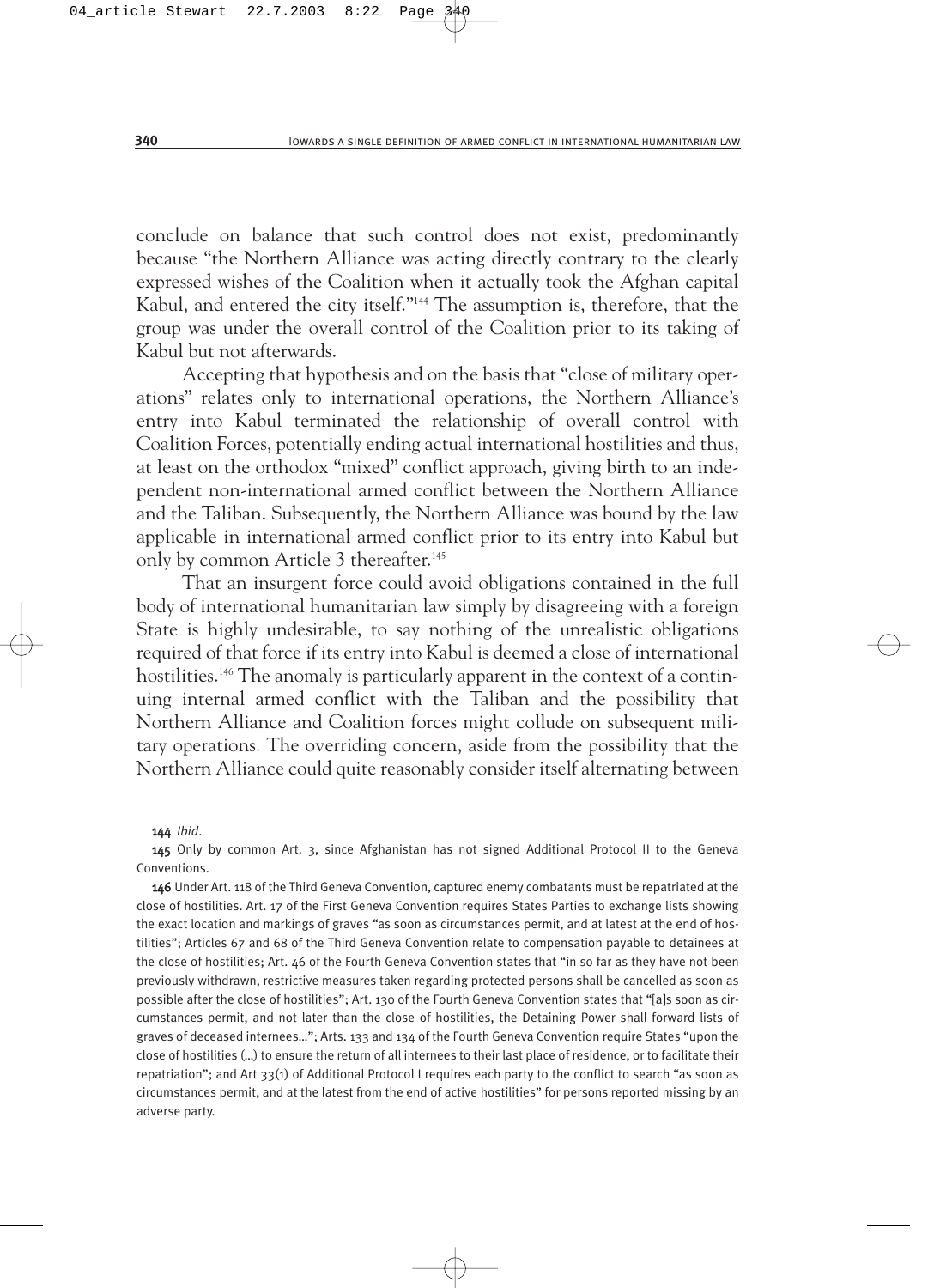conclude on balance that such control does not exist, predominantly because "the Northern Alliance was acting directly contrary to the clearly expressed wishes of the Coalition when it actually took the Afghan capital Kabul, and entered the city itself."[144] The assumption is, therefore, that the group was under the overall control of the Coalition prior to its taking of Kabul but not afterwards.

Accepting that hypothesis and on the basis that "close of military operations" relates only to international operations, the Northern Alliance's entry into Kabul terminated the relationship of overall control with Coalition Forces, potentially ending actual international hostilities and thus, at least on the orthodox "mixed" conflict approach, giving birth to an independent non-international armed conflict between the Northern Alliance and the Taliban. Subsequently, the Northern Alliance was bound by the law applicable in international armed conflict prior to its entry into Kabul but only by common Article 3 thereafter.[145]

That an insurgent force could avoid obligations contained in the full body of international humanitarian law simply by disagreeing with a foreign State is highly undesirable, to say nothing of the unrealistic obligations required of that force if its entry into Kabul is deemed a close of international hostilities.[146] The anomaly is particularly apparent in the context of a continuing internal armed conflict with the Taliban and the possibility that Northern Alliance and Coalition forces might collude on subsequent military operations. The overriding concern, aside from the possibility that the Northern Alliance could quite reasonably consider itself alternating between

---

**144** *Ibid.*

**145** Only by common Art. 3, since Afghanistan has not signed Additional Protocol II to the Geneva Conventions.

**146** Under Art. 118 of the Third Geneva Convention, captured enemy combatants must be repatriated at the close of hostilities. Art. 17 of the First Geneva Convention requires States Parties to exchange lists showing the exact location and markings of graves "as soon as circumstances permit, and at latest at the end of hostilities"; Articles 67 and 68 of the Third Geneva Convention relate to compensation payable to detainees at the close of hostilities; Art. 46 of the Fourth Geneva Convention states that "in so far as they have not been previously withdrawn, restrictive measures taken regarding protected persons shall be cancelled as soon as possible after the close of hostilities"; Art. 130 of the Fourth Geneva Convention states that "[a]s soon as circumstances permit, and not later than the close of hostilities, the Detaining Power shall forward lists of graves of deceased internees…"; Arts. 133 and 134 of the Fourth Geneva Convention require States "upon the close of hostilities (…) to ensure the return of all internees to their last place of residence, or to facilitate their repatriation"; and Art 33(1) of Additional Protocol I requires each party to the conflict to search "as soon as circumstances permit, and at the latest from the end of active hostilities" for persons reported missing by an adverse party.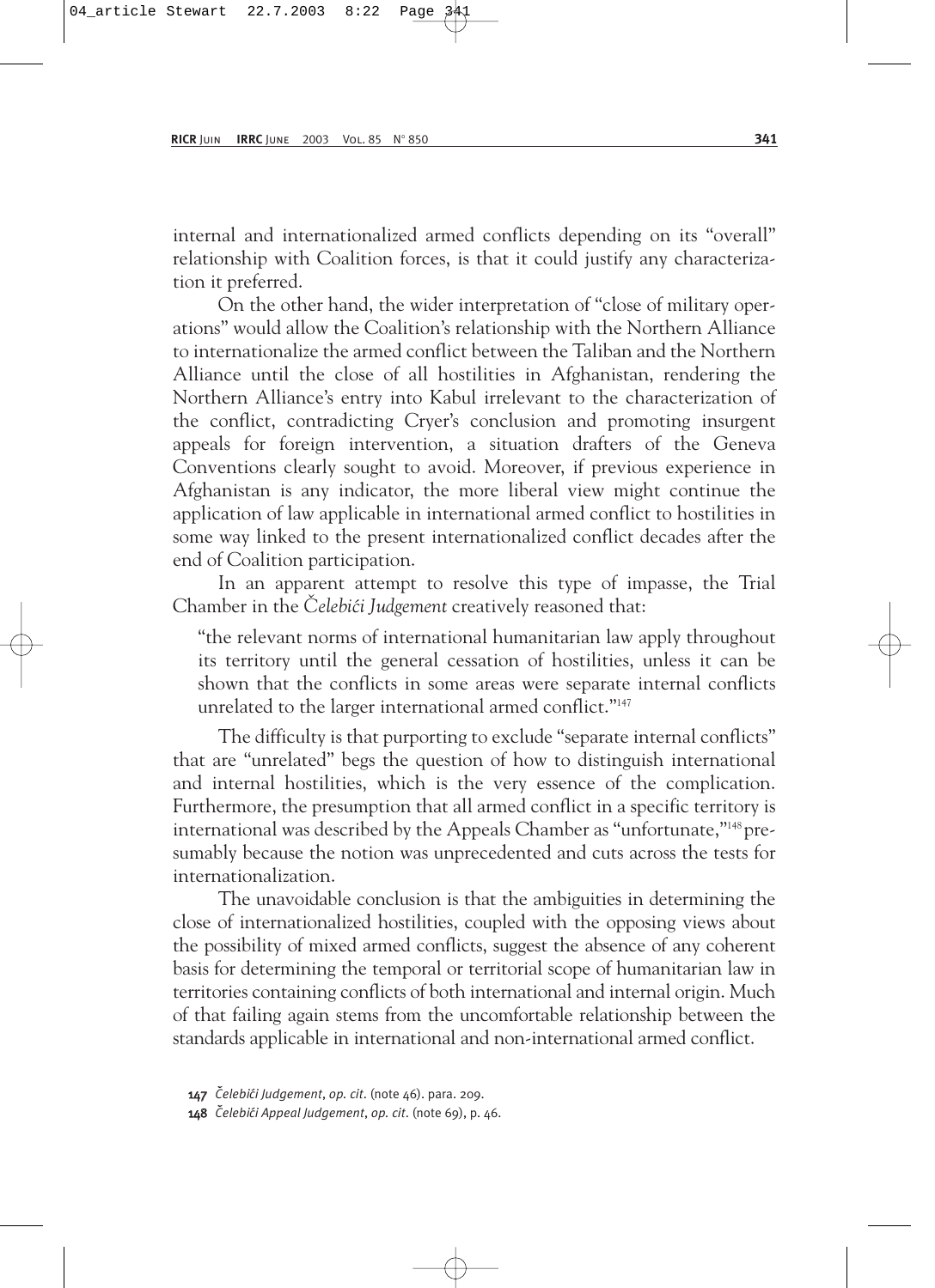internal and internationalized armed conflicts depending on its "overall" relationship with Coalition forces, is that it could justify any characterization it preferred.

On the other hand, the wider interpretation of "close of military operations" would allow the Coalition's relationship with the Northern Alliance to internationalize the armed conflict between the Taliban and the Northern Alliance until the close of all hostilities in Afghanistan, rendering the Northern Alliance's entry into Kabul irrelevant to the characterization of the conflict, contradicting Cryer's conclusion and promoting insurgent appeals for foreign intervention, a situation drafters of the Geneva Conventions clearly sought to avoid. Moreover, if previous experience in Afghanistan is any indicator, the more liberal view might continue the application of law applicable in international armed conflict to hostilities in some way linked to the present internationalized conflict decades after the end of Coalition participation.

In an apparent attempt to resolve this type of impasse, the Trial Chamber in the *Čelebići Judgement* creatively reasoned that:

> "the relevant norms of international humanitarian law apply throughout its territory until the general cessation of hostilities, unless it can be shown that the conflicts in some areas were separate internal conflicts unrelated to the larger international armed conflict."[147]

The difficulty is that purporting to exclude "separate internal conflicts" that are "unrelated" begs the question of how to distinguish international and internal hostilities, which is the very essence of the complication. Furthermore, the presumption that all armed conflict in a specific territory is international was described by the Appeals Chamber as "unfortunate,"[148] presumably because the notion was unprecedented and cuts across the tests for internationalization.

The unavoidable conclusion is that the ambiguities in determining the close of internationalized hostilities, coupled with the opposing views about the possibility of mixed armed conflicts, suggest the absence of any coherent basis for determining the temporal or territorial scope of humanitarian law in territories containing conflicts of both international and internal origin. Much of that failing again stems from the uncomfortable relationship between the standards applicable in international and non-international armed conflict.

---

147 *Čelebići Judgement*, *op. cit.* (note 46). para. 209.

148 *Čelebići Appeal Judgement*, *op. cit.* (note 69), p. 46.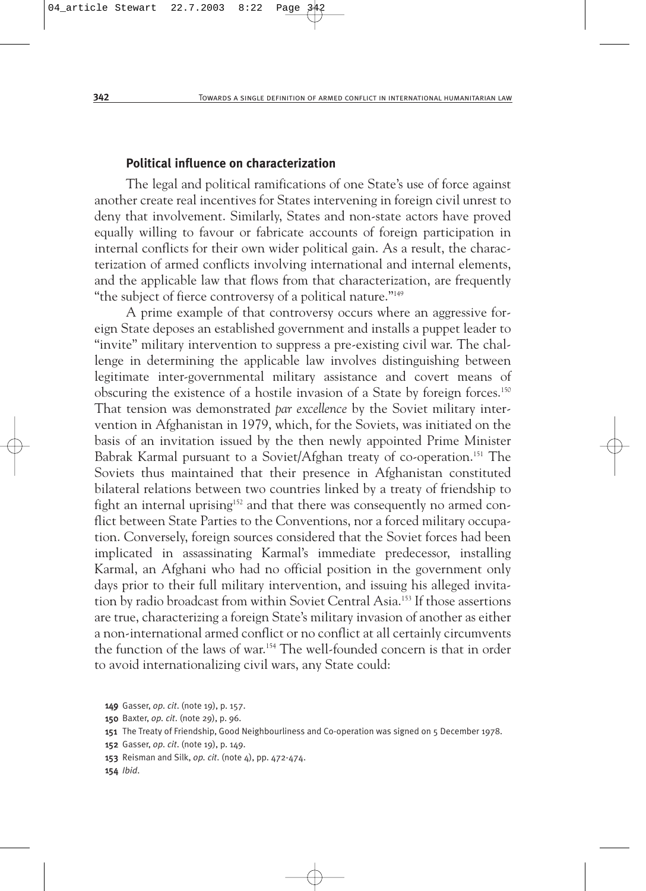### Political influence on characterization

The legal and political ramifications of one State's use of force against another create real incentives for States intervening in foreign civil unrest to deny that involvement. Similarly, States and non-state actors have proved equally willing to favour or fabricate accounts of foreign participation in internal conflicts for their own wider political gain. As a result, the characterization of armed conflicts involving international and internal elements, and the applicable law that flows from that characterization, are frequently "the subject of fierce controversy of a political nature."[149]

A prime example of that controversy occurs where an aggressive foreign State deposes an established government and installs a puppet leader to "invite" military intervention to suppress a pre-existing civil war. The challenge in determining the applicable law involves distinguishing between legitimate inter-governmental military assistance and covert means of obscuring the existence of a hostile invasion of a State by foreign forces.[150] That tension was demonstrated *par excellence* by the Soviet military intervention in Afghanistan in 1979, which, for the Soviets, was initiated on the basis of an invitation issued by the then newly appointed Prime Minister Babrak Karmal pursuant to a Soviet/Afghan treaty of co-operation.[151] The Soviets thus maintained that their presence in Afghanistan constituted bilateral relations between two countries linked by a treaty of friendship to fight an internal uprising[152] and that there was consequently no armed conflict between State Parties to the Conventions, nor a forced military occupation. Conversely, foreign sources considered that the Soviet forces had been implicated in assassinating Karmal's immediate predecessor, installing Karmal, an Afghani who had no official position in the government only days prior to their full military intervention, and issuing his alleged invitation by radio broadcast from within Soviet Central Asia.[153] If those assertions are true, characterizing a foreign State's military invasion of another as either a non-international armed conflict or no conflict at all certainly circumvents the function of the laws of war.[154] The well-founded concern is that in order to avoid internationalizing civil wars, any State could:

**149** Gasser, *op. cit.* (note 19), p. 157.

**150** Baxter, *op. cit.* (note 29), p. 96.

**151** The Treaty of Friendship, Good Neighbourliness and Co-operation was signed on 5 December 1978.

**152** Gasser, *op. cit.* (note 19), p. 149.

**153** Reisman and Silk, *op. cit.* (note 4), pp. 472-474.

**154** *Ibid.*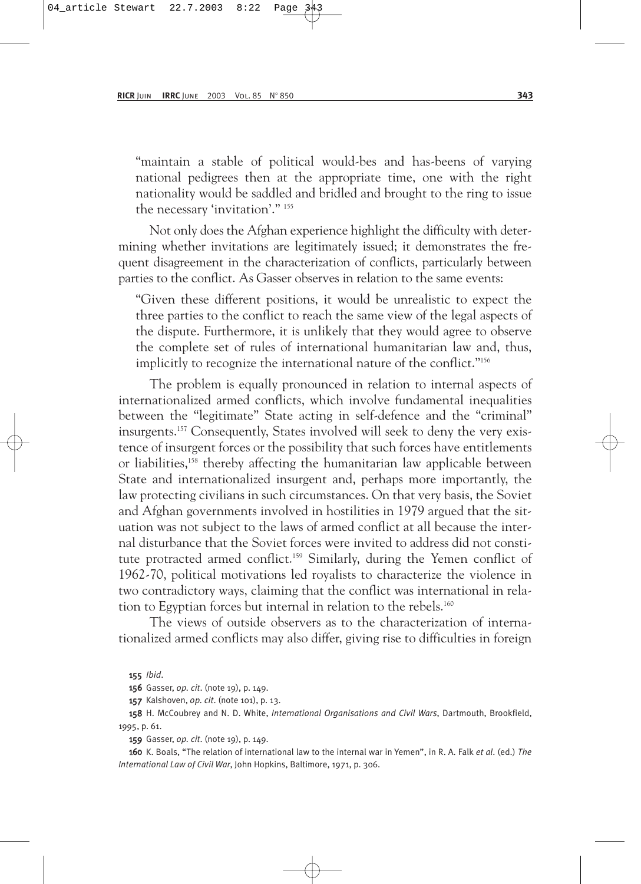"maintain a stable of political would-bes and has-beens of varying national pedigrees then at the appropriate time, one with the right nationality would be saddled and bridled and brought to the ring to issue the necessary 'invitation'." [155]

Not only does the Afghan experience highlight the difficulty with determining whether invitations are legitimately issued; it demonstrates the frequent disagreement in the characterization of conflicts, particularly between parties to the conflict. As Gasser observes in relation to the same events:

"Given these different positions, it would be unrealistic to expect the three parties to the conflict to reach the same view of the legal aspects of the dispute. Furthermore, it is unlikely that they would agree to observe the complete set of rules of international humanitarian law and, thus, implicitly to recognize the international nature of the conflict."[156]

The problem is equally pronounced in relation to internal aspects of internationalized armed conflicts, which involve fundamental inequalities between the "legitimate" State acting in self-defence and the "criminal" insurgents.[157] Consequently, States involved will seek to deny the very existence of insurgent forces or the possibility that such forces have entitlements or liabilities,[158] thereby affecting the humanitarian law applicable between State and internationalized insurgent and, perhaps more importantly, the law protecting civilians in such circumstances. On that very basis, the Soviet and Afghan governments involved in hostilities in 1979 argued that the situation was not subject to the laws of armed conflict at all because the internal disturbance that the Soviet forces were invited to address did not constitute protracted armed conflict.[159] Similarly, during the Yemen conflict of 1962-70, political motivations led royalists to characterize the violence in two contradictory ways, claiming that the conflict was international in relation to Egyptian forces but internal in relation to the rebels.[160]

The views of outside observers as to the characterization of internationalized armed conflicts may also differ, giving rise to difficulties in foreign

**155** *Ibid.*

**156** Gasser, *op. cit.* (note 19), p. 149.

**157** Kalshoven, *op. cit.* (note 101), p. 13.

**158** H. McCoubrey and N. D. White, *International Organisations and Civil Wars*, Dartmouth, Brookfield, 1995, p. 61.

**159** Gasser, *op. cit.* (note 19), p. 149.

**160** K. Boals, "The relation of international law to the internal war in Yemen", in R. A. Falk *et al.* (ed.) *The International Law of Civil War*, John Hopkins, Baltimore, 1971, p. 306.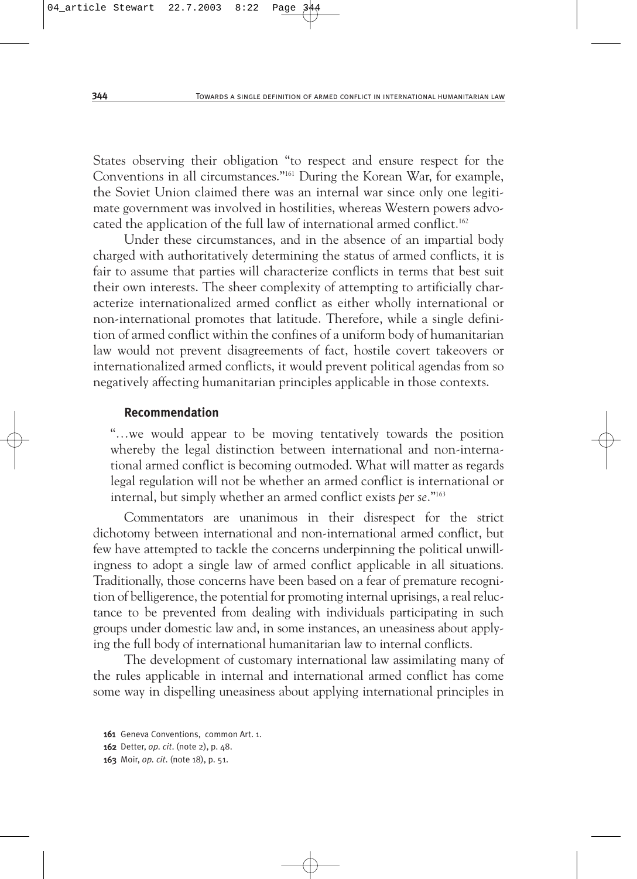States observing their obligation "to respect and ensure respect for the Conventions in all circumstances."[161] During the Korean War, for example, the Soviet Union claimed there was an internal war since only one legitimate government was involved in hostilities, whereas Western powers advocated the application of the full law of international armed conflict.[162]

Under these circumstances, and in the absence of an impartial body charged with authoritatively determining the status of armed conflicts, it is fair to assume that parties will characterize conflicts in terms that best suit their own interests. The sheer complexity of attempting to artificially characterize internationalized armed conflict as either wholly international or non-international promotes that latitude. Therefore, while a single definition of armed conflict within the confines of a uniform body of humanitarian law would not prevent disagreements of fact, hostile covert takeovers or internationalized armed conflicts, it would prevent political agendas from so negatively affecting humanitarian principles applicable in those contexts.

### Recommendation

> "...we would appear to be moving tentatively towards the position whereby the legal distinction between international and non-international armed conflict is becoming outmoded. What will matter as regards legal regulation will not be whether an armed conflict is international or internal, but simply whether an armed conflict exists *per se*."[163]

Commentators are unanimous in their disrespect for the strict dichotomy between international and non-international armed conflict, but few have attempted to tackle the concerns underpinning the political unwillingness to adopt a single law of armed conflict applicable in all situations. Traditionally, those concerns have been based on a fear of premature recognition of belligerence, the potential for promoting internal uprisings, a real reluctance to be prevented from dealing with individuals participating in such groups under domestic law and, in some instances, an uneasiness about applying the full body of international humanitarian law to internal conflicts.

The development of customary international law assimilating many of the rules applicable in internal and international armed conflict has come some way in dispelling uneasiness about applying international principles in

---

161 Geneva Conventions, common Art. 1.

162 Detter, *op. cit.* (note 2), p. 48.

163 Moir, *op. cit.* (note 18), p. 51.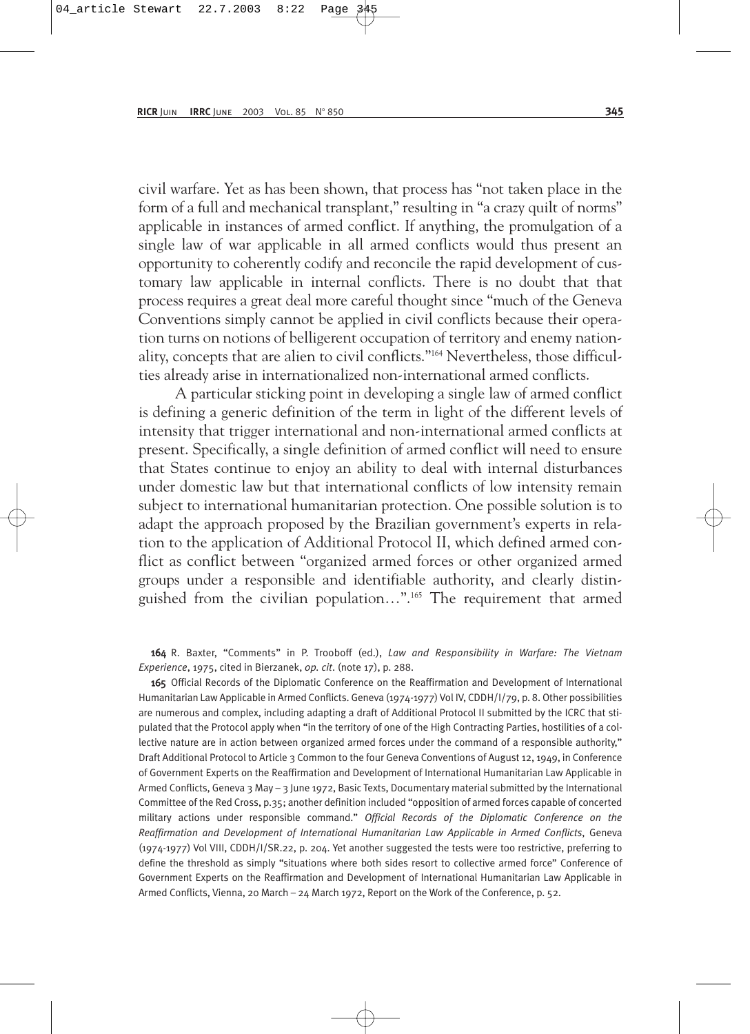civil warfare. Yet as has been shown, that process has "not taken place in the form of a full and mechanical transplant," resulting in "a crazy quilt of norms" applicable in instances of armed conflict. If anything, the promulgation of a single law of war applicable in all armed conflicts would thus present an opportunity to coherently codify and reconcile the rapid development of customary law applicable in internal conflicts. There is no doubt that that process requires a great deal more careful thought since "much of the Geneva Conventions simply cannot be applied in civil conflicts because their operation turns on notions of belligerent occupation of territory and enemy nationality, concepts that are alien to civil conflicts."[164] Nevertheless, those difficulties already arise in internationalized non-international armed conflicts.

A particular sticking point in developing a single law of armed conflict is defining a generic definition of the term in light of the different levels of intensity that trigger international and non-international armed conflicts at present. Specifically, a single definition of armed conflict will need to ensure that States continue to enjoy an ability to deal with internal disturbances under domestic law but that international conflicts of low intensity remain subject to international humanitarian protection. One possible solution is to adapt the approach proposed by the Brazilian government's experts in relation to the application of Additional Protocol II, which defined armed conflict as conflict between "organized armed forces or other organized armed groups under a responsible and identifiable authority, and clearly distinguished from the civilian population…".[165] The requirement that armed

**164** R. Baxter, "Comments" in P. Trooboff (ed.), *Law and Responsibility in Warfare: The Vietnam Experience*, 1975, cited in Bierzanek, *op. cit.* (note 17), p. 288.

**165** Official Records of the Diplomatic Conference on the Reaffirmation and Development of International Humanitarian Law Applicable in Armed Conflicts. Geneva (1974-1977) Vol IV, CDDH/I/79, p. 8. Other possibilities are numerous and complex, including adapting a draft of Additional Protocol II submitted by the ICRC that stipulated that the Protocol apply when "in the territory of one of the High Contracting Parties, hostilities of a collective nature are in action between organized armed forces under the command of a responsible authority," Draft Additional Protocol to Article 3 Common to the four Geneva Conventions of August 12, 1949, in Conference of Government Experts on the Reaffirmation and Development of International Humanitarian Law Applicable in Armed Conflicts, Geneva 3 May – 3 June 1972, Basic Texts, Documentary material submitted by the International Committee of the Red Cross, p.35; another definition included "opposition of armed forces capable of concerted military actions under responsible command." *Official Records of the Diplomatic Conference on the Reaffirmation and Development of International Humanitarian Law Applicable in Armed Conflicts*, Geneva (1974-1977) Vol VIII, CDDH/I/SR.22, p. 204. Yet another suggested the tests were too restrictive, preferring to define the threshold as simply "situations where both sides resort to collective armed force" Conference of Government Experts on the Reaffirmation and Development of International Humanitarian Law Applicable in Armed Conflicts, Vienna, 20 March – 24 March 1972, Report on the Work of the Conference, p. 52.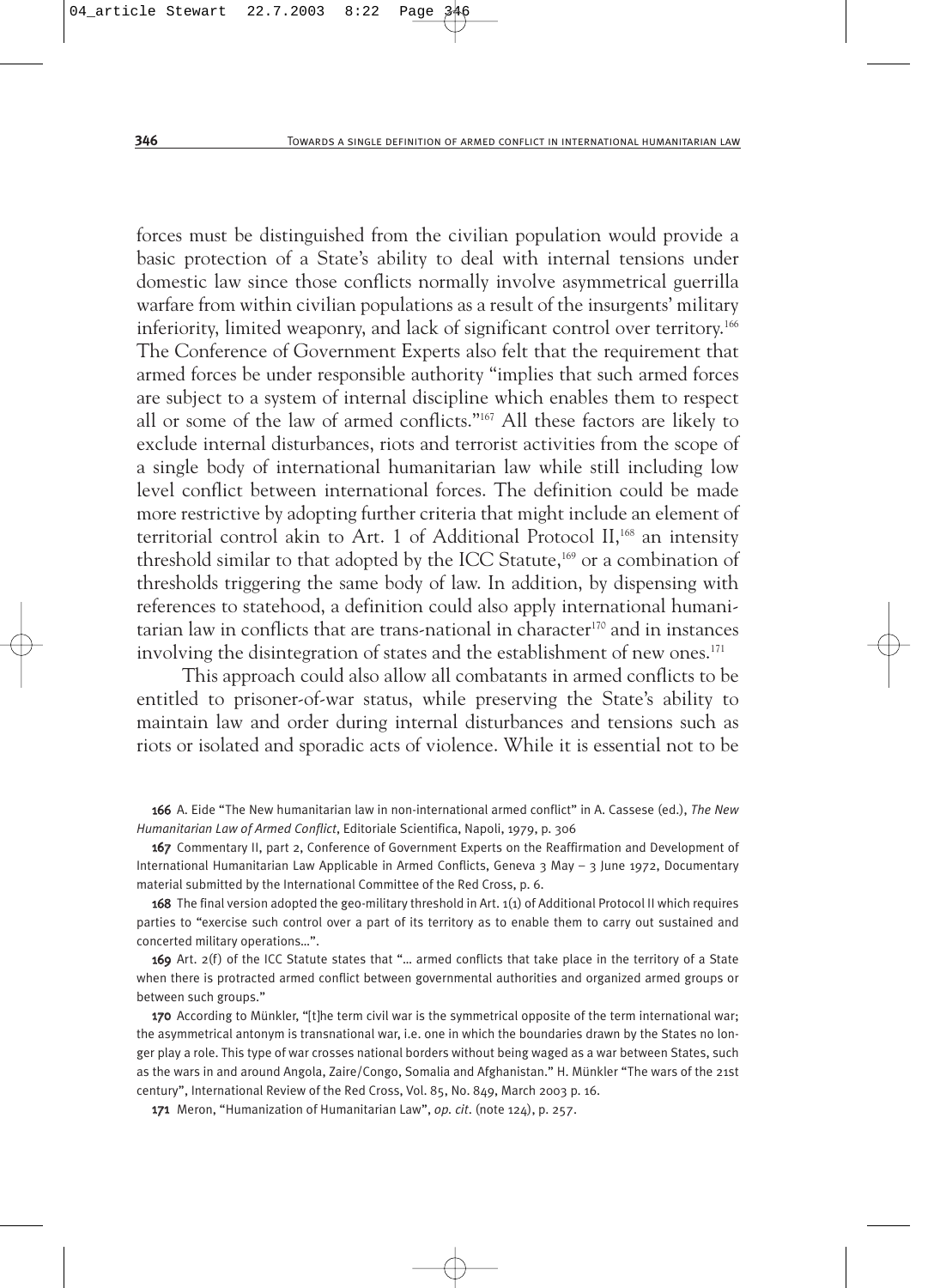forces must be distinguished from the civilian population would provide a basic protection of a State's ability to deal with internal tensions under domestic law since those conflicts normally involve asymmetrical guerrilla warfare from within civilian populations as a result of the insurgents' military inferiority, limited weaponry, and lack of significant control over territory.[166] The Conference of Government Experts also felt that the requirement that armed forces be under responsible authority "implies that such armed forces are subject to a system of internal discipline which enables them to respect all or some of the law of armed conflicts."[167] All these factors are likely to exclude internal disturbances, riots and terrorist activities from the scope of a single body of international humanitarian law while still including low level conflict between international forces. The definition could be made more restrictive by adopting further criteria that might include an element of territorial control akin to Art. 1 of Additional Protocol II,[168] an intensity threshold similar to that adopted by the ICC Statute,[169] or a combination of thresholds triggering the same body of law. In addition, by dispensing with references to statehood, a definition could also apply international humanitarian law in conflicts that are trans-national in character[170] and in instances involving the disintegration of states and the establishment of new ones.[171]

This approach could also allow all combatants in armed conflicts to be entitled to prisoner-of-war status, while preserving the State's ability to maintain law and order during internal disturbances and tensions such as riots or isolated and sporadic acts of violence. While it is essential not to be

**166** A. Eide "The New humanitarian law in non-international armed conflict" in A. Cassese (ed.), *The New Humanitarian Law of Armed Conflict*, Editoriale Scientifica, Napoli, 1979, p. 306

**167** Commentary II, part 2, Conference of Government Experts on the Reaffirmation and Development of International Humanitarian Law Applicable in Armed Conflicts, Geneva 3 May – 3 June 1972, Documentary material submitted by the International Committee of the Red Cross, p. 6.

**168** The final version adopted the geo-military threshold in Art. 1(1) of Additional Protocol II which requires parties to "exercise such control over a part of its territory as to enable them to carry out sustained and concerted military operations…".

**169** Art. 2(f) of the ICC Statute states that "… armed conflicts that take place in the territory of a State when there is protracted armed conflict between governmental authorities and organized armed groups or between such groups."

**170** According to Münkler, "[t]he term civil war is the symmetrical opposite of the term international war; the asymmetrical antonym is transnational war, i.e. one in which the boundaries drawn by the States no longer play a role. This type of war crosses national borders without being waged as a war between States, such as the wars in and around Angola, Zaire/Congo, Somalia and Afghanistan." H. Münkler "The wars of the 21st century", International Review of the Red Cross, Vol. 85, No. 849, March 2003 p. 16.

**171** Meron, "Humanization of Humanitarian Law", *op. cit.* (note 124), p. 257.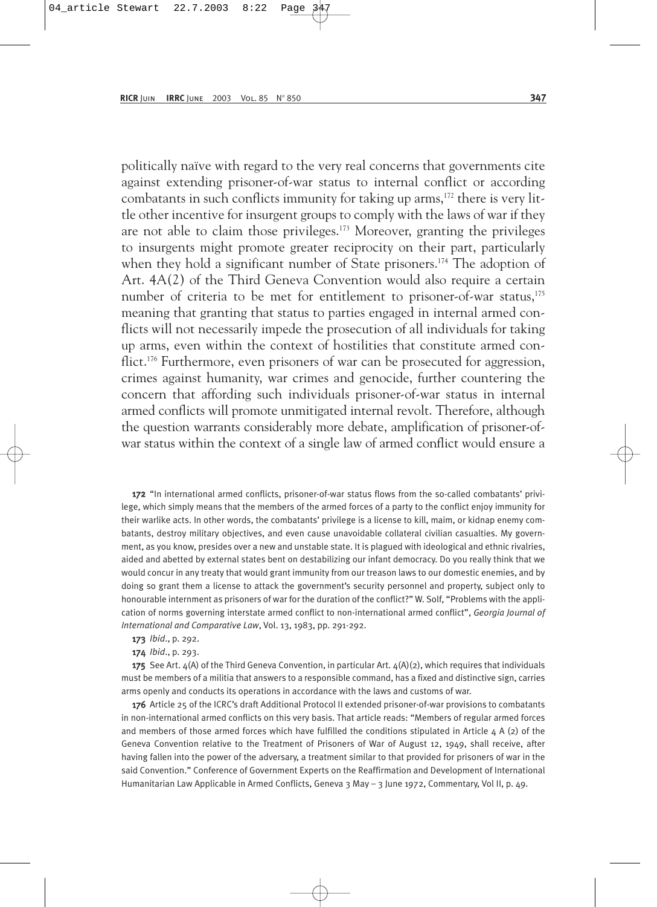politically naïve with regard to the very real concerns that governments cite against extending prisoner-of-war status to internal conflict or according combatants in such conflicts immunity for taking up arms,[172] there is very little other incentive for insurgent groups to comply with the laws of war if they are not able to claim those privileges.[173] Moreover, granting the privileges to insurgents might promote greater reciprocity on their part, particularly when they hold a significant number of State prisoners.[174] The adoption of Art. 4A(2) of the Third Geneva Convention would also require a certain number of criteria to be met for entitlement to prisoner-of-war status,[175] meaning that granting that status to parties engaged in internal armed conflicts will not necessarily impede the prosecution of all individuals for taking up arms, even within the context of hostilities that constitute armed conflict.[176] Furthermore, even prisoners of war can be prosecuted for aggression, crimes against humanity, war crimes and genocide, further countering the concern that affording such individuals prisoner-of-war status in internal armed conflicts will promote unmitigated internal revolt. Therefore, although the question warrants considerably more debate, amplification of prisoner-of-war status within the context of a single law of armed conflict would ensure a

**172** "In international armed conflicts, prisoner-of-war status flows from the so-called combatants' privilege, which simply means that the members of the armed forces of a party to the conflict enjoy immunity for their warlike acts. In other words, the combatants' privilege is a license to kill, maim, or kidnap enemy combatants, destroy military objectives, and even cause unavoidable collateral civilian casualties. My government, as you know, presides over a new and unstable state. It is plagued with ideological and ethnic rivalries, aided and abetted by external states bent on destabilizing our infant democracy. Do you really think that we would concur in any treaty that would grant immunity from our treason laws to our domestic enemies, and by doing so grant them a license to attack the government's security personnel and property, subject only to honourable internment as prisoners of war for the duration of the conflict?" W. Solf, "Problems with the application of norms governing interstate armed conflict to non-international armed conflict", *Georgia Journal of International and Comparative Law*, Vol. 13, 1983, pp. 291-292.

**173** *Ibid*., p. 292.

**174** *Ibid*., p. 293.

**175** See Art. 4(A) of the Third Geneva Convention, in particular Art. 4(A)(2), which requires that individuals must be members of a militia that answers to a responsible command, has a fixed and distinctive sign, carries arms openly and conducts its operations in accordance with the laws and customs of war.

**176** Article 25 of the ICRC's draft Additional Protocol II extended prisoner-of-war provisions to combatants in non-international armed conflicts on this very basis. That article reads: "Members of regular armed forces and members of those armed forces which have fulfilled the conditions stipulated in Article 4 A (2) of the Geneva Convention relative to the Treatment of Prisoners of War of August 12, 1949, shall receive, after having fallen into the power of the adversary, a treatment similar to that provided for prisoners of war in the said Convention." Conference of Government Experts on the Reaffirmation and Development of International Humanitarian Law Applicable in Armed Conflicts, Geneva 3 May – 3 June 1972, Commentary, Vol II, p. 49.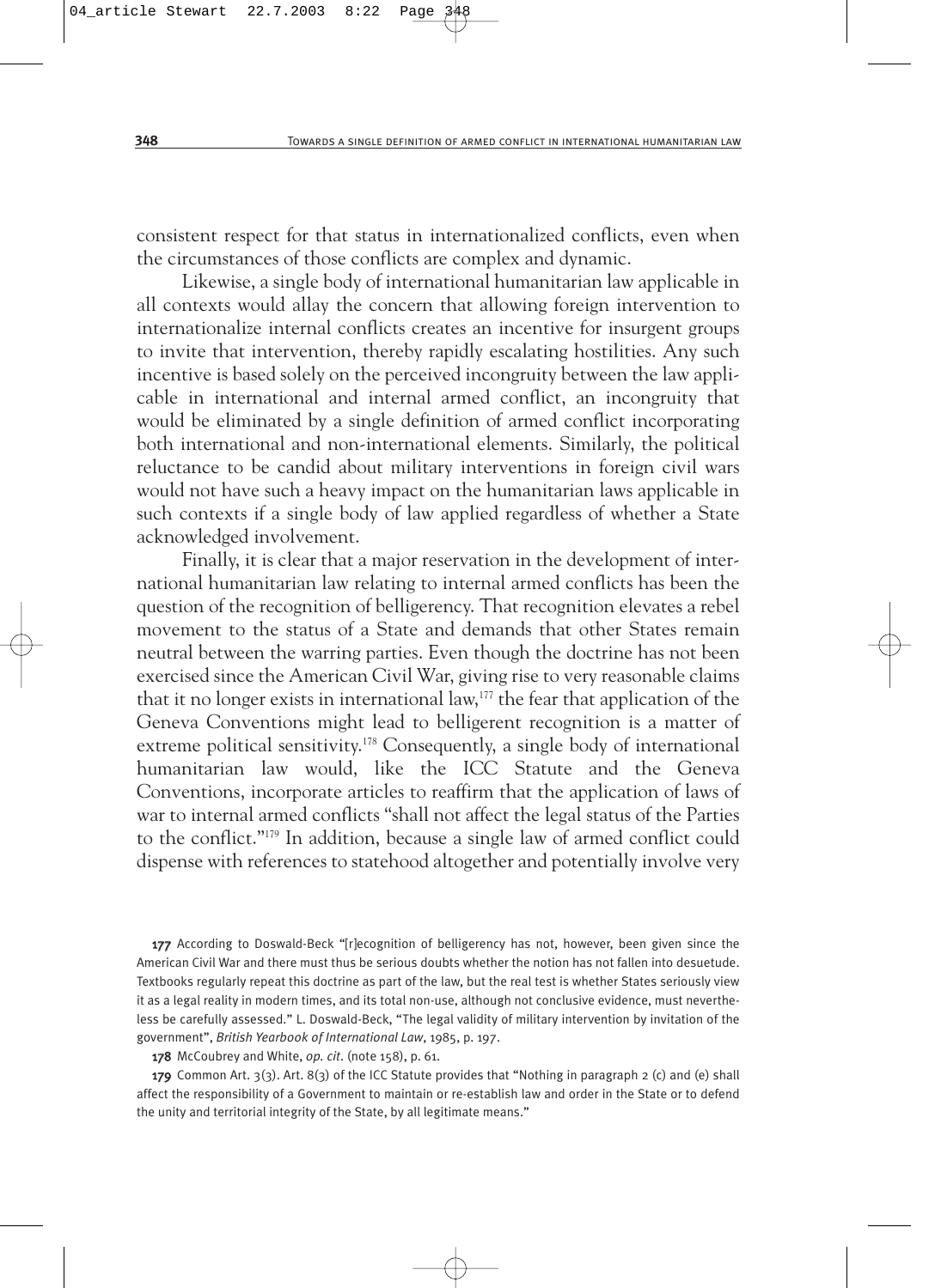consistent respect for that status in internationalized conflicts, even when the circumstances of those conflicts are complex and dynamic.

Likewise, a single body of international humanitarian law applicable in all contexts would allay the concern that allowing foreign intervention to internationalize internal conflicts creates an incentive for insurgent groups to invite that intervention, thereby rapidly escalating hostilities. Any such incentive is based solely on the perceived incongruity between the law applicable in international and internal armed conflict, an incongruity that would be eliminated by a single definition of armed conflict incorporating both international and non-international elements. Similarly, the political reluctance to be candid about military interventions in foreign civil wars would not have such a heavy impact on the humanitarian laws applicable in such contexts if a single body of law applied regardless of whether a State acknowledged involvement.

Finally, it is clear that a major reservation in the development of international humanitarian law relating to internal armed conflicts has been the question of the recognition of belligerency. That recognition elevates a rebel movement to the status of a State and demands that other States remain neutral between the warring parties. Even though the doctrine has not been exercised since the American Civil War, giving rise to very reasonable claims that it no longer exists in international law,[177] the fear that application of the Geneva Conventions might lead to belligerent recognition is a matter of extreme political sensitivity.[178] Consequently, a single body of international humanitarian law would, like the ICC Statute and the Geneva Conventions, incorporate articles to reaffirm that the application of laws of war to internal armed conflicts "shall not affect the legal status of the Parties to the conflict."[179] In addition, because a single law of armed conflict could dispense with references to statehood altogether and potentially involve very

---

**177** According to Doswald-Beck "[r]ecognition of belligerency has not, however, been given since the American Civil War and there must thus be serious doubts whether the notion has not fallen into desuetude. Textbooks regularly repeat this doctrine as part of the law, but the real test is whether States seriously view it as a legal reality in modern times, and its total non-use, although not conclusive evidence, must nevertheless be carefully assessed." L. Doswald-Beck, "The legal validity of military intervention by invitation of the government", *British Yearbook of International Law*, 1985, p. 197.

**178** McCoubrey and White, *op. cit.* (note 158), p. 61.

**179** Common Art. 3(3). Art. 8(3) of the ICC Statute provides that "Nothing in paragraph 2 (c) and (e) shall affect the responsibility of a Government to maintain or re-establish law and order in the State or to defend the unity and territorial integrity of the State, by all legitimate means."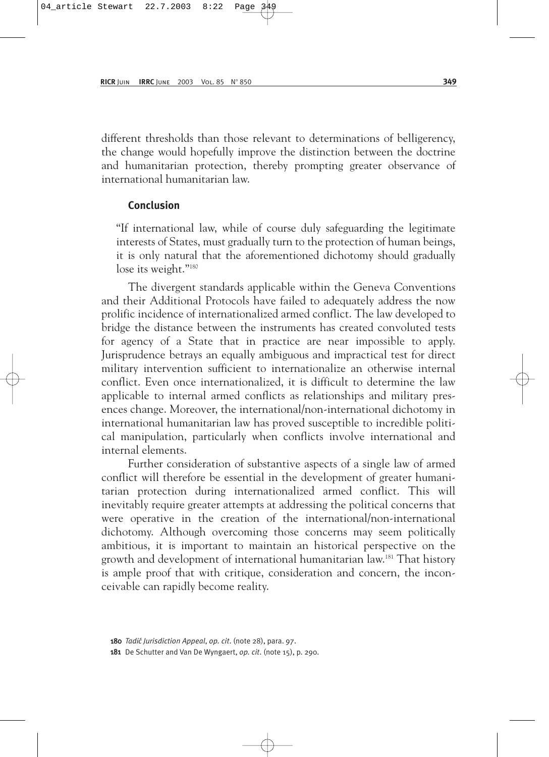different thresholds than those relevant to determinations of belligerency, the change would hopefully improve the distinction between the doctrine and humanitarian protection, thereby prompting greater observance of international humanitarian law.

### Conclusion

> "If international law, while of course duly safeguarding the legitimate interests of States, must gradually turn to the protection of human beings, it is only natural that the aforementioned dichotomy should gradually lose its weight."[180]

The divergent standards applicable within the Geneva Conventions and their Additional Protocols have failed to adequately address the now prolific incidence of internationalized armed conflict. The law developed to bridge the distance between the instruments has created convoluted tests for agency of a State that in practice are near impossible to apply. Jurisprudence betrays an equally ambiguous and impractical test for direct military intervention sufficient to internationalize an otherwise internal conflict. Even once internationalized, it is difficult to determine the law applicable to internal armed conflicts as relationships and military presences change. Moreover, the international/non-international dichotomy in international humanitarian law has proved susceptible to incredible political manipulation, particularly when conflicts involve international and internal elements.

Further consideration of substantive aspects of a single law of armed conflict will therefore be essential in the development of greater humanitarian protection during internationalized armed conflict. This will inevitably require greater attempts at addressing the political concerns that were operative in the creation of the international/non-international dichotomy. Although overcoming those concerns may seem politically ambitious, it is important to maintain an historical perspective on the growth and development of international humanitarian law.[181] That history is ample proof that with critique, consideration and concern, the inconceivable can rapidly become reality.

---

**180** *Tadić Jurisdiction Appeal*, *op. cit.* (note 28), para. 97.

**181** De Schutter and Van De Wyngaert, *op. cit.* (note 15), p. 290.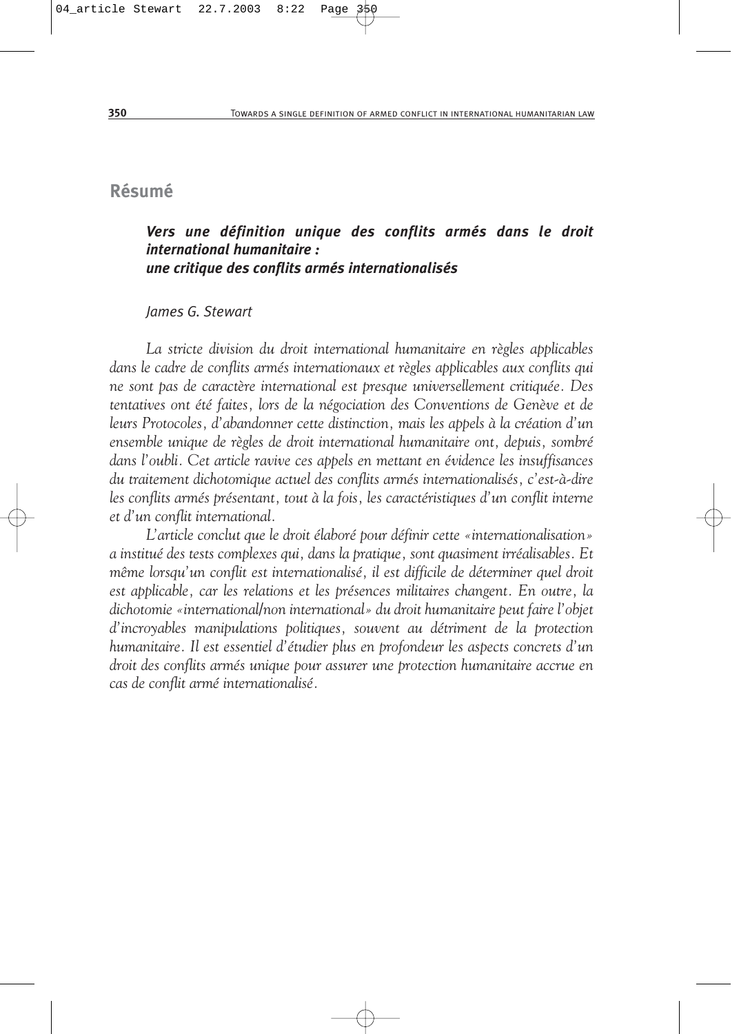## Résumé

***Vers une définition unique des conflits armés dans le droit international humanitaire : une critique des conflits armés internationalisés***

*James G. Stewart*

*La stricte division du droit international humanitaire en règles applicables dans le cadre de conflits armés internationaux et règles applicables aux conflits qui ne sont pas de caractère international est presque universellement critiquée. Des tentatives ont été faites, lors de la négociation des Conventions de Genève et de leurs Protocoles, d'abandonner cette distinction, mais les appels à la création d'un ensemble unique de règles de droit international humanitaire ont, depuis, sombré dans l'oubli. Cet article ravive ces appels en mettant en évidence les insuffisances du traitement dichotomique actuel des conflits armés internationalisés, c'est-à-dire les conflits armés présentant, tout à la fois, les caractéristiques d'un conflit interne et d'un conflit international.*

*L'article conclut que le droit élaboré pour définir cette «internationalisation» a institué des tests complexes qui, dans la pratique, sont quasiment irréalisables. Et même lorsqu'un conflit est internationalisé, il est difficile de déterminer quel droit est applicable, car les relations et les présences militaires changent. En outre, la dichotomie «international/non international» du droit humanitaire peut faire l'objet d'incroyables manipulations politiques, souvent au détriment de la protection humanitaire. Il est essentiel d'étudier plus en profondeur les aspects concrets d'un droit des conflits armés unique pour assurer une protection humanitaire accrue en cas de conflit armé internationalisé.*